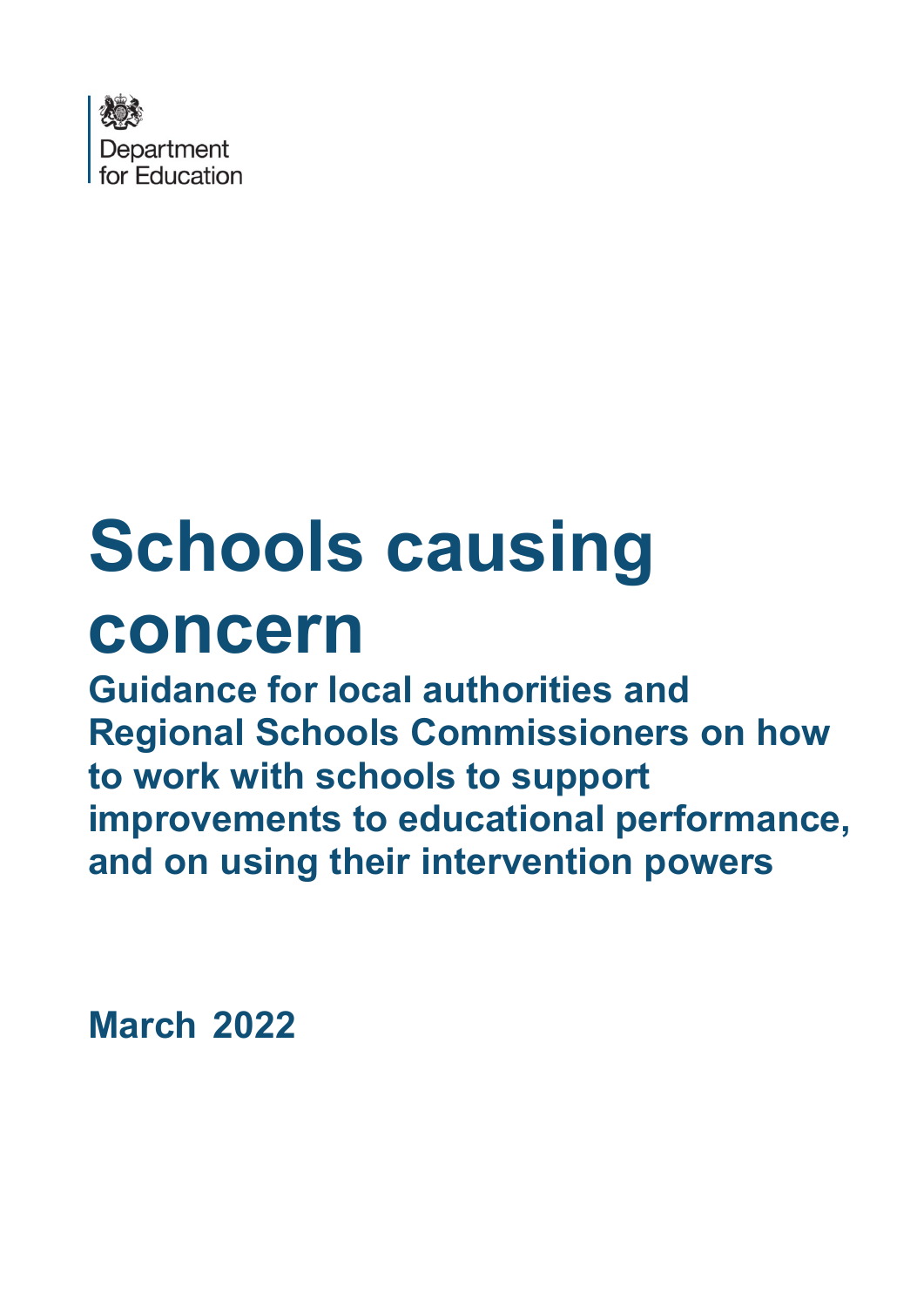Department for Education

# Schools causing concern

## Guidance for local authorities and Regional Schools Commissioners on how to work with schools to support improvements to educational performance, and on using their intervention powers

**March 2022**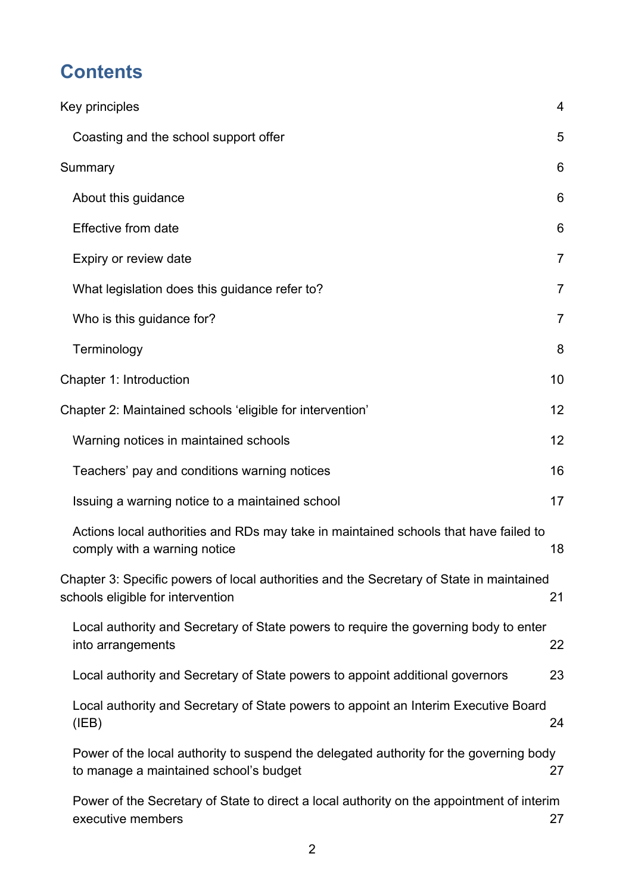# Contents

Key principles 4

- Coasting and the school support offer 5

Summary 6

- About this guidance 6
- Effective from date 6
- Expiry or review date 7
- What legislation does this guidance refer to? 7
- Who is this guidance for? 7
- Terminology 8

Chapter 1: Introduction 10

Chapter 2: Maintained schools 'eligible for intervention' 12

- Warning notices in maintained schools 12
- Teachers' pay and conditions warning notices 16
- Issuing a warning notice to a maintained school 17
- Actions local authorities and RDs may take in maintained schools that have failed to comply with a warning notice 18

Chapter 3: Specific powers of local authorities and the Secretary of State in maintained schools eligible for intervention 21

- Local authority and Secretary of State powers to require the governing body to enter into arrangements 22
- Local authority and Secretary of State powers to appoint additional governors 23
- Local authority and Secretary of State powers to appoint an Interim Executive Board (IEB) 24
- Power of the local authority to suspend the delegated authority for the governing body to manage a maintained school's budget 27
- Power of the Secretary of State to direct a local authority on the appointment of interim executive members 27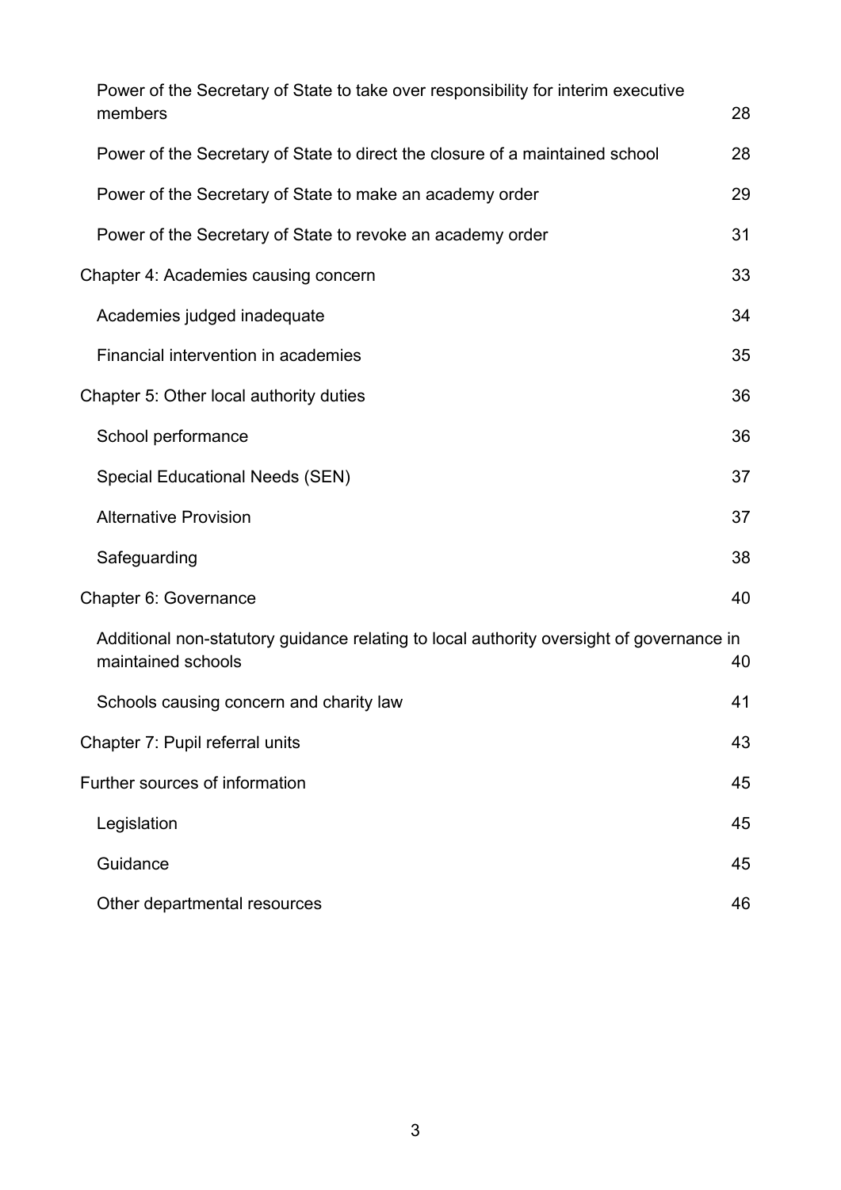- Power of the Secretary of State to take over responsibility for interim executive members 28
- Power of the Secretary of State to direct the closure of a maintained school 28
- Power of the Secretary of State to make an academy order 29
- Power of the Secretary of State to revoke an academy order 31

Chapter 4: Academies causing concern 33

- Academies judged inadequate 34
- Financial intervention in academies 35

Chapter 5: Other local authority duties 36

- School performance 36
- Special Educational Needs (SEN) 37
- Alternative Provision 37
- Safeguarding 38

Chapter 6: Governance 40

- Additional non-statutory guidance relating to local authority oversight of governance in maintained schools 40
- Schools causing concern and charity law 41

Chapter 7: Pupil referral units 43

Further sources of information 45

- Legislation 45
- Guidance 45
- Other departmental resources 46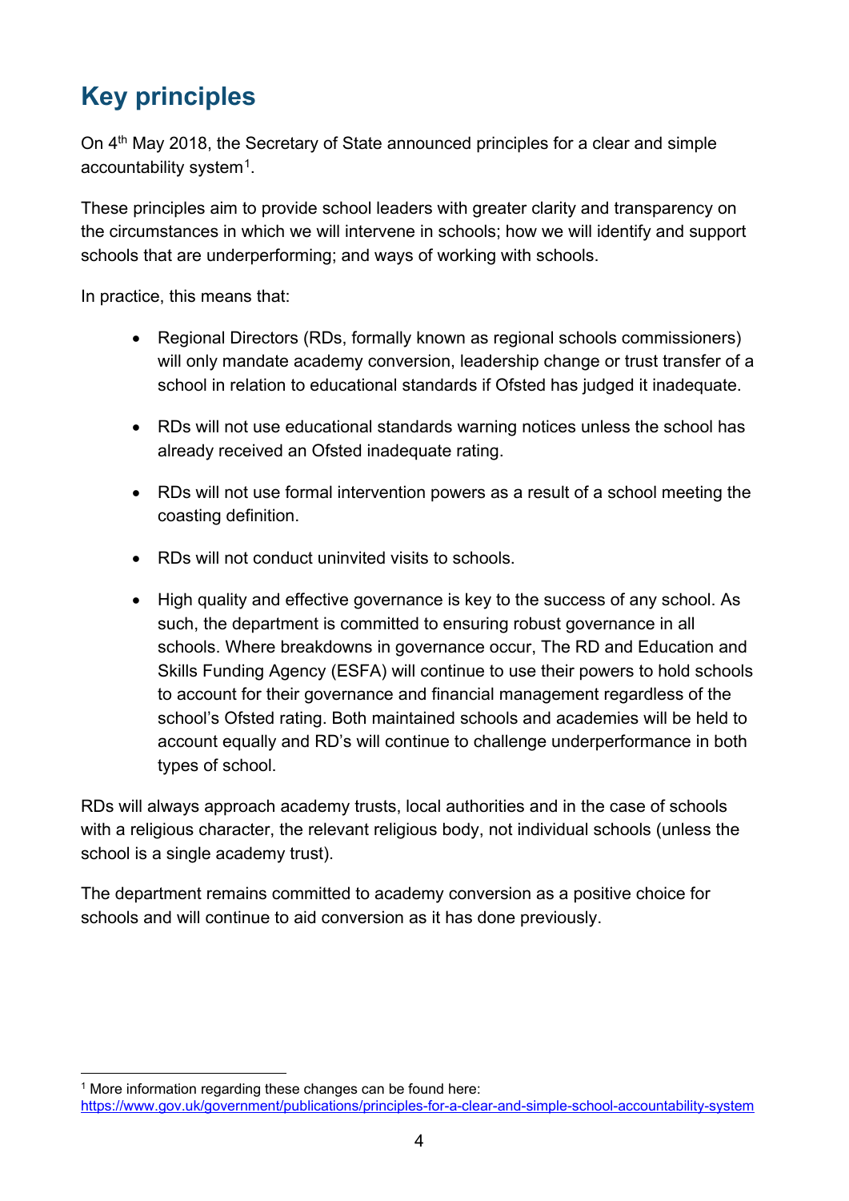## Key principles

On 4th May 2018, the Secretary of State announced principles for a clear and simple accountability system[1].

These principles aim to provide school leaders with greater clarity and transparency on the circumstances in which we will intervene in schools; how we will identify and support schools that are underperforming; and ways of working with schools.

In practice, this means that:

- Regional Directors (RDs, formally known as regional schools commissioners) will only mandate academy conversion, leadership change or trust transfer of a school in relation to educational standards if Ofsted has judged it inadequate.
- RDs will not use educational standards warning notices unless the school has already received an Ofsted inadequate rating.
- RDs will not use formal intervention powers as a result of a school meeting the coasting definition.
- RDs will not conduct uninvited visits to schools.
- High quality and effective governance is key to the success of any school. As such, the department is committed to ensuring robust governance in all schools. Where breakdowns in governance occur, The RD and Education and Skills Funding Agency (ESFA) will continue to use their powers to hold schools to account for their governance and financial management regardless of the school's Ofsted rating. Both maintained schools and academies will be held to account equally and RD's will continue to challenge underperformance in both types of school.

RDs will always approach academy trusts, local authorities and in the case of schools with a religious character, the relevant religious body, not individual schools (unless the school is a single academy trust).

The department remains committed to academy conversion as a positive choice for schools and will continue to aid conversion as it has done previously.

[1] More information regarding these changes can be found here: https://www.gov.uk/government/publications/principles-for-a-clear-and-simple-school-accountability-system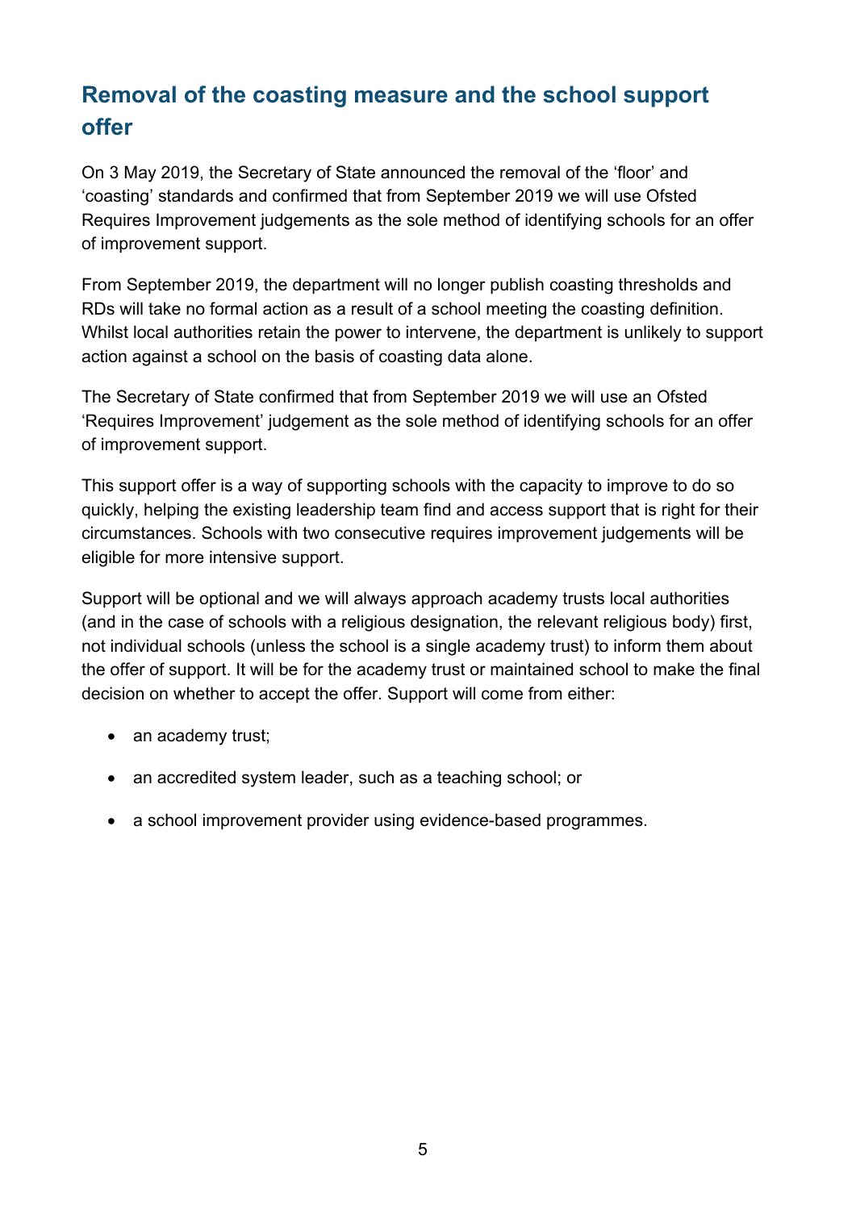## Removal of the coasting measure and the school support offer

On 3 May 2019, the Secretary of State announced the removal of the ‘floor’ and ‘coasting’ standards and confirmed that from September 2019 we will use Ofsted Requires Improvement judgements as the sole method of identifying schools for an offer of improvement support.

From September 2019, the department will no longer publish coasting thresholds and RDs will take no formal action as a result of a school meeting the coasting definition. Whilst local authorities retain the power to intervene, the department is unlikely to support action against a school on the basis of coasting data alone.

The Secretary of State confirmed that from September 2019 we will use an Ofsted ‘Requires Improvement’ judgement as the sole method of identifying schools for an offer of improvement support.

This support offer is a way of supporting schools with the capacity to improve to do so quickly, helping the existing leadership team find and access support that is right for their circumstances. Schools with two consecutive requires improvement judgements will be eligible for more intensive support.

Support will be optional and we will always approach academy trusts local authorities (and in the case of schools with a religious designation, the relevant religious body) first, not individual schools (unless the school is a single academy trust) to inform them about the offer of support. It will be for the academy trust or maintained school to make the final decision on whether to accept the offer. Support will come from either:

- an academy trust;
- an accredited system leader, such as a teaching school; or
- a school improvement provider using evidence-based programmes.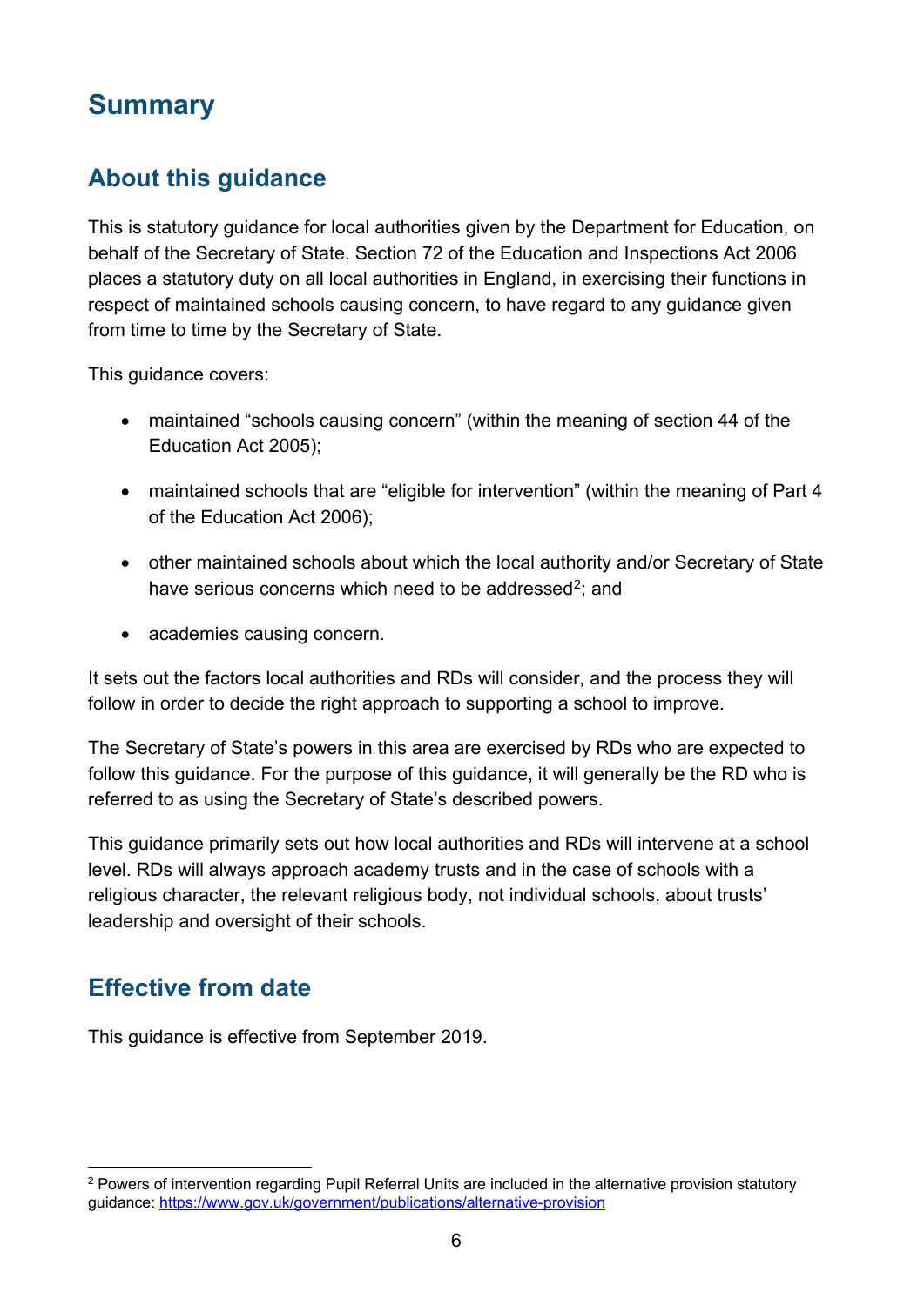# Summary

## About this guidance

This is statutory guidance for local authorities given by the Department for Education, on behalf of the Secretary of State. Section 72 of the Education and Inspections Act 2006 places a statutory duty on all local authorities in England, in exercising their functions in respect of maintained schools causing concern, to have regard to any guidance given from time to time by the Secretary of State.

This guidance covers:

- maintained "schools causing concern" (within the meaning of section 44 of the Education Act 2005);
- maintained schools that are "eligible for intervention" (within the meaning of Part 4 of the Education Act 2006);
- other maintained schools about which the local authority and/or Secretary of State have serious concerns which need to be addressed[2]; and
- academies causing concern.

It sets out the factors local authorities and RDs will consider, and the process they will follow in order to decide the right approach to supporting a school to improve.

The Secretary of State's powers in this area are exercised by RDs who are expected to follow this guidance. For the purpose of this guidance, it will generally be the RD who is referred to as using the Secretary of State's described powers.

This guidance primarily sets out how local authorities and RDs will intervene at a school level. RDs will always approach academy trusts and in the case of schools with a religious character, the relevant religious body, not individual schools, about trusts' leadership and oversight of their schools.

## Effective from date

This guidance is effective from September 2019.

---

[2] Powers of intervention regarding Pupil Referral Units are included in the alternative provision statutory guidance: https://www.gov.uk/government/publications/alternative-provision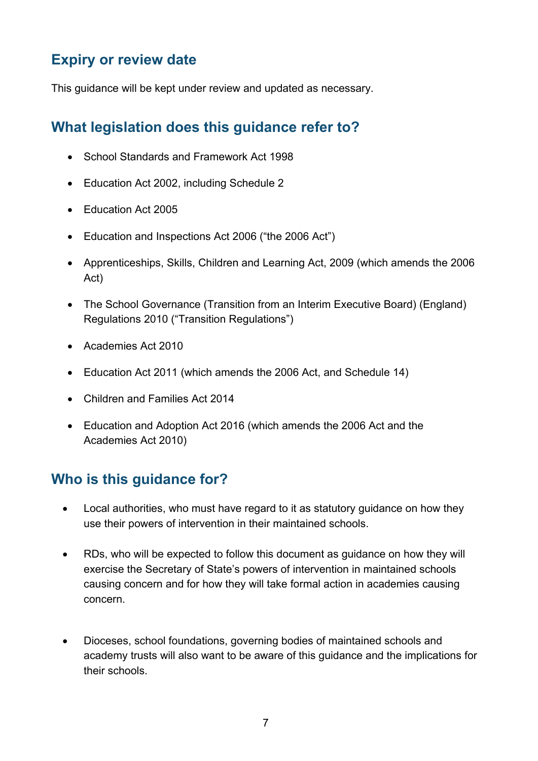## Expiry or review date

This guidance will be kept under review and updated as necessary.

## What legislation does this guidance refer to?

- School Standards and Framework Act 1998
- Education Act 2002, including Schedule 2
- Education Act 2005
- Education and Inspections Act 2006 ("the 2006 Act")
- Apprenticeships, Skills, Children and Learning Act, 2009 (which amends the 2006 Act)
- The School Governance (Transition from an Interim Executive Board) (England) Regulations 2010 ("Transition Regulations")
- Academies Act 2010
- Education Act 2011 (which amends the 2006 Act, and Schedule 14)
- Children and Families Act 2014
- Education and Adoption Act 2016 (which amends the 2006 Act and the Academies Act 2010)

## Who is this guidance for?

- Local authorities, who must have regard to it as statutory guidance on how they use their powers of intervention in their maintained schools.
- RDs, who will be expected to follow this document as guidance on how they will exercise the Secretary of State's powers of intervention in maintained schools causing concern and for how they will take formal action in academies causing concern.
- Dioceses, school foundations, governing bodies of maintained schools and academy trusts will also want to be aware of this guidance and the implications for their schools.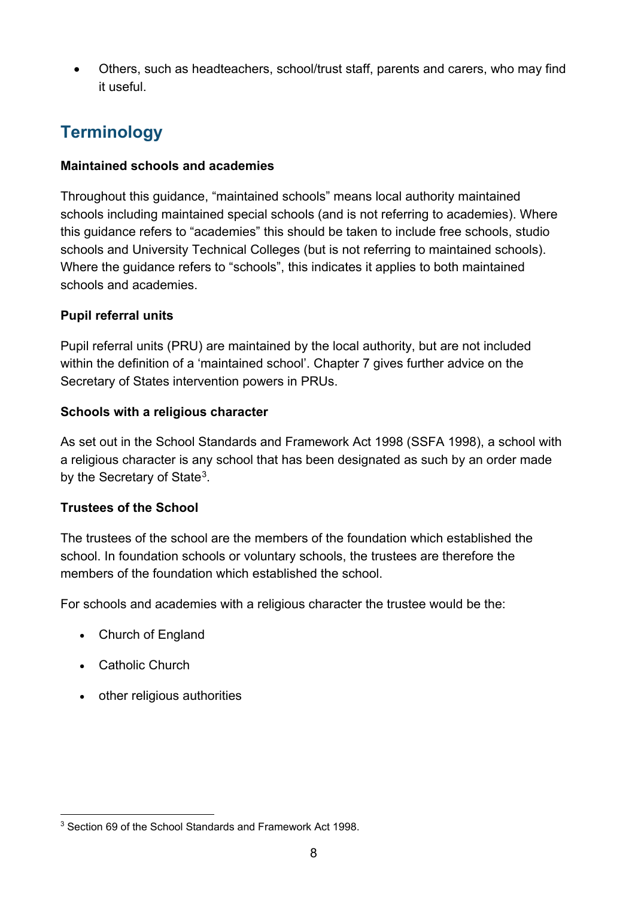- Others, such as headteachers, school/trust staff, parents and carers, who may find it useful.

## Terminology

**Maintained schools and academies**

Throughout this guidance, "maintained schools" means local authority maintained schools including maintained special schools (and is not referring to academies). Where this guidance refers to "academies" this should be taken to include free schools, studio schools and University Technical Colleges (but is not referring to maintained schools). Where the guidance refers to "schools", this indicates it applies to both maintained schools and academies.

**Pupil referral units**

Pupil referral units (PRU) are maintained by the local authority, but are not included within the definition of a 'maintained school'. Chapter 7 gives further advice on the Secretary of States intervention powers in PRUs.

**Schools with a religious character**

As set out in the School Standards and Framework Act 1998 (SSFA 1998), a school with a religious character is any school that has been designated as such by an order made by the Secretary of State[3].

**Trustees of the School**

The trustees of the school are the members of the foundation which established the school. In foundation schools or voluntary schools, the trustees are therefore the members of the foundation which established the school.

For schools and academies with a religious character the trustee would be the:

- Church of England
- Catholic Church
- other religious authorities

[3] Section 69 of the School Standards and Framework Act 1998.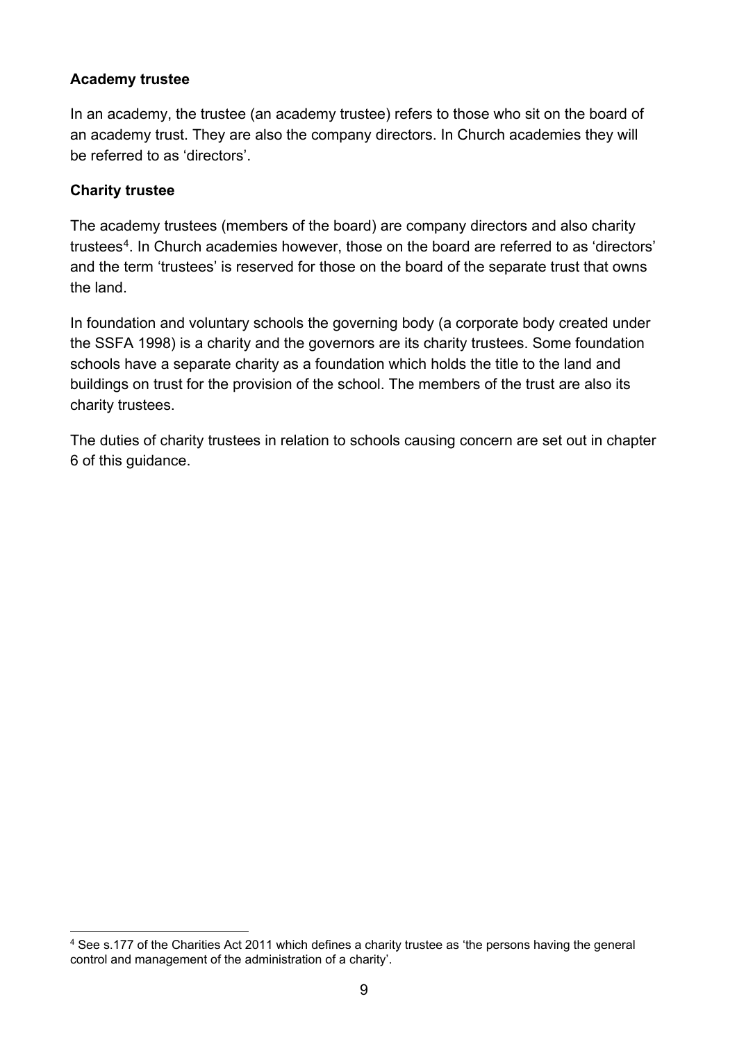**Academy trustee**

In an academy, the trustee (an academy trustee) refers to those who sit on the board of an academy trust. They are also the company directors. In Church academies they will be referred to as 'directors'.

**Charity trustee**

The academy trustees (members of the board) are company directors and also charity trustees[4]. In Church academies however, those on the board are referred to as 'directors' and the term 'trustees' is reserved for those on the board of the separate trust that owns the land.

In foundation and voluntary schools the governing body (a corporate body created under the SSFA 1998) is a charity and the governors are its charity trustees. Some foundation schools have a separate charity as a foundation which holds the title to the land and buildings on trust for the provision of the school. The members of the trust are also its charity trustees.

The duties of charity trustees in relation to schools causing concern are set out in chapter 6 of this guidance.

---

[4] See s.177 of the Charities Act 2011 which defines a charity trustee as 'the persons having the general control and management of the administration of a charity'.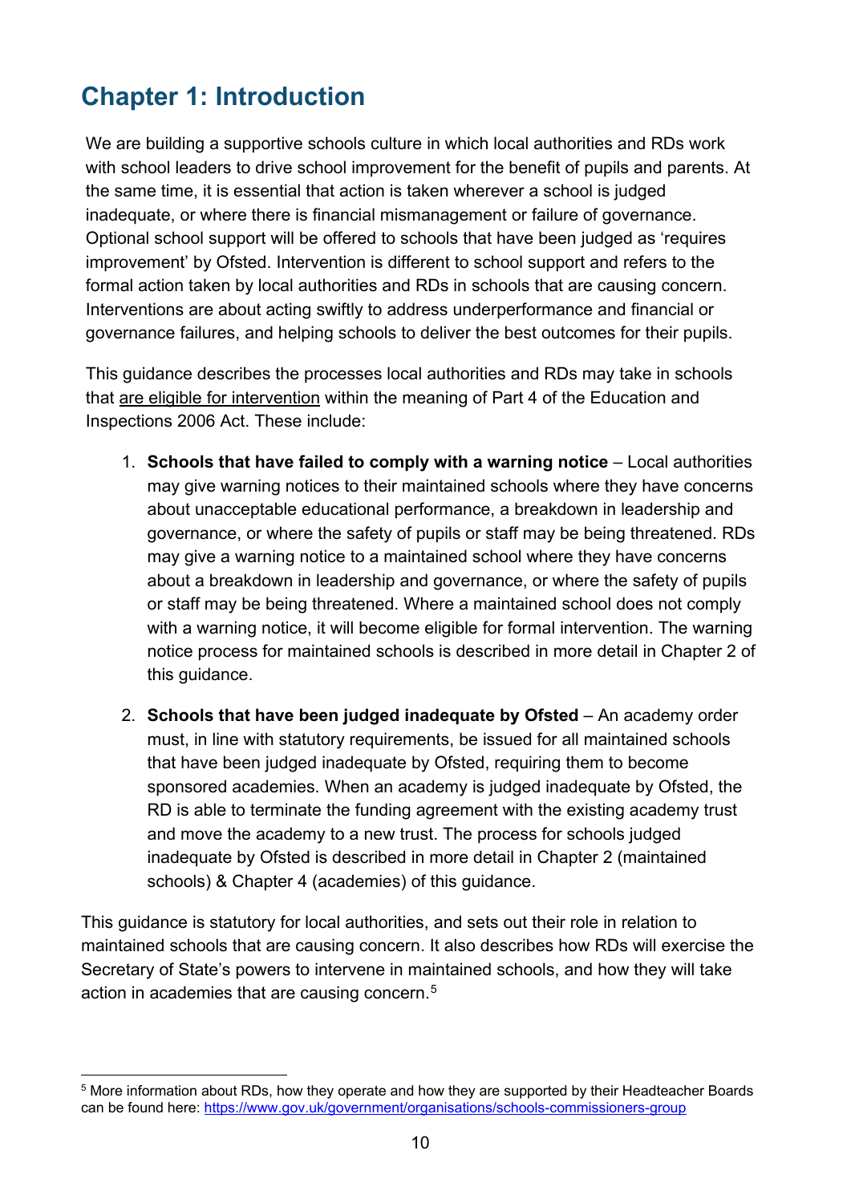# Chapter 1: Introduction

We are building a supportive schools culture in which local authorities and RDs work with school leaders to drive school improvement for the benefit of pupils and parents. At the same time, it is essential that action is taken wherever a school is judged inadequate, or where there is financial mismanagement or failure of governance. Optional school support will be offered to schools that have been judged as 'requires improvement' by Ofsted. Intervention is different to school support and refers to the formal action taken by local authorities and RDs in schools that are causing concern. Interventions are about acting swiftly to address underperformance and financial or governance failures, and helping schools to deliver the best outcomes for their pupils.

This guidance describes the processes local authorities and RDs may take in schools that are eligible for intervention within the meaning of Part 4 of the Education and Inspections 2006 Act. These include:

1. **Schools that have failed to comply with a warning notice** – Local authorities may give warning notices to their maintained schools where they have concerns about unacceptable educational performance, a breakdown in leadership and governance, or where the safety of pupils or staff may be being threatened. RDs may give a warning notice to a maintained school where they have concerns about a breakdown in leadership and governance, or where the safety of pupils or staff may be being threatened. Where a maintained school does not comply with a warning notice, it will become eligible for formal intervention. The warning notice process for maintained schools is described in more detail in Chapter 2 of this guidance.

2. **Schools that have been judged inadequate by Ofsted** – An academy order must, in line with statutory requirements, be issued for all maintained schools that have been judged inadequate by Ofsted, requiring them to become sponsored academies. When an academy is judged inadequate by Ofsted, the RD is able to terminate the funding agreement with the existing academy trust and move the academy to a new trust. The process for schools judged inadequate by Ofsted is described in more detail in Chapter 2 (maintained schools) & Chapter 4 (academies) of this guidance.

This guidance is statutory for local authorities, and sets out their role in relation to maintained schools that are causing concern. It also describes how RDs will exercise the Secretary of State's powers to intervene in maintained schools, and how they will take action in academies that are causing concern.[5]

[5] More information about RDs, how they operate and how they are supported by their Headteacher Boards can be found here: https://www.gov.uk/government/organisations/schools-commissioners-group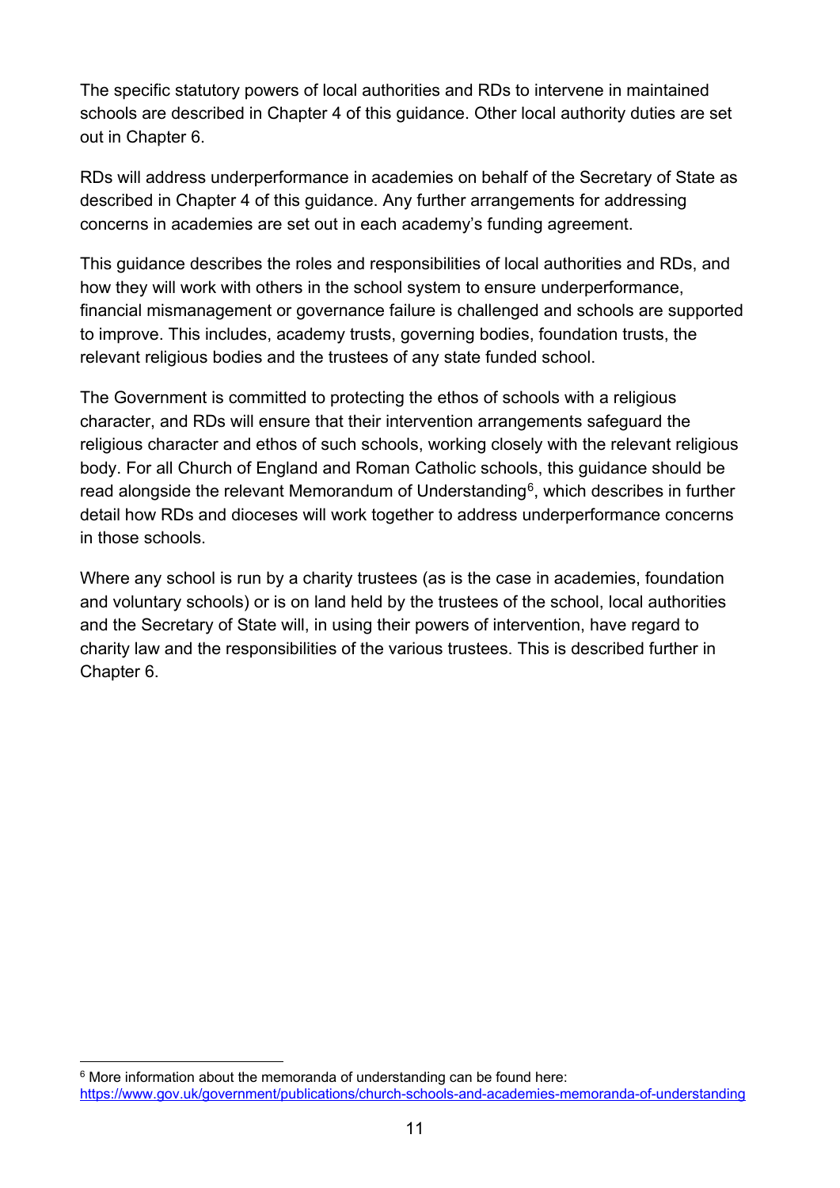The specific statutory powers of local authorities and RDs to intervene in maintained schools are described in Chapter 4 of this guidance. Other local authority duties are set out in Chapter 6.

RDs will address underperformance in academies on behalf of the Secretary of State as described in Chapter 4 of this guidance. Any further arrangements for addressing concerns in academies are set out in each academy's funding agreement.

This guidance describes the roles and responsibilities of local authorities and RDs, and how they will work with others in the school system to ensure underperformance, financial mismanagement or governance failure is challenged and schools are supported to improve. This includes, academy trusts, governing bodies, foundation trusts, the relevant religious bodies and the trustees of any state funded school.

The Government is committed to protecting the ethos of schools with a religious character, and RDs will ensure that their intervention arrangements safeguard the religious character and ethos of such schools, working closely with the relevant religious body. For all Church of England and Roman Catholic schools, this guidance should be read alongside the relevant Memorandum of Understanding[6], which describes in further detail how RDs and dioceses will work together to address underperformance concerns in those schools.

Where any school is run by a charity trustees (as is the case in academies, foundation and voluntary schools) or is on land held by the trustees of the school, local authorities and the Secretary of State will, in using their powers of intervention, have regard to charity law and the responsibilities of the various trustees. This is described further in Chapter 6.

---

[6] More information about the memoranda of understanding can be found here: https://www.gov.uk/government/publications/church-schools-and-academies-memoranda-of-understanding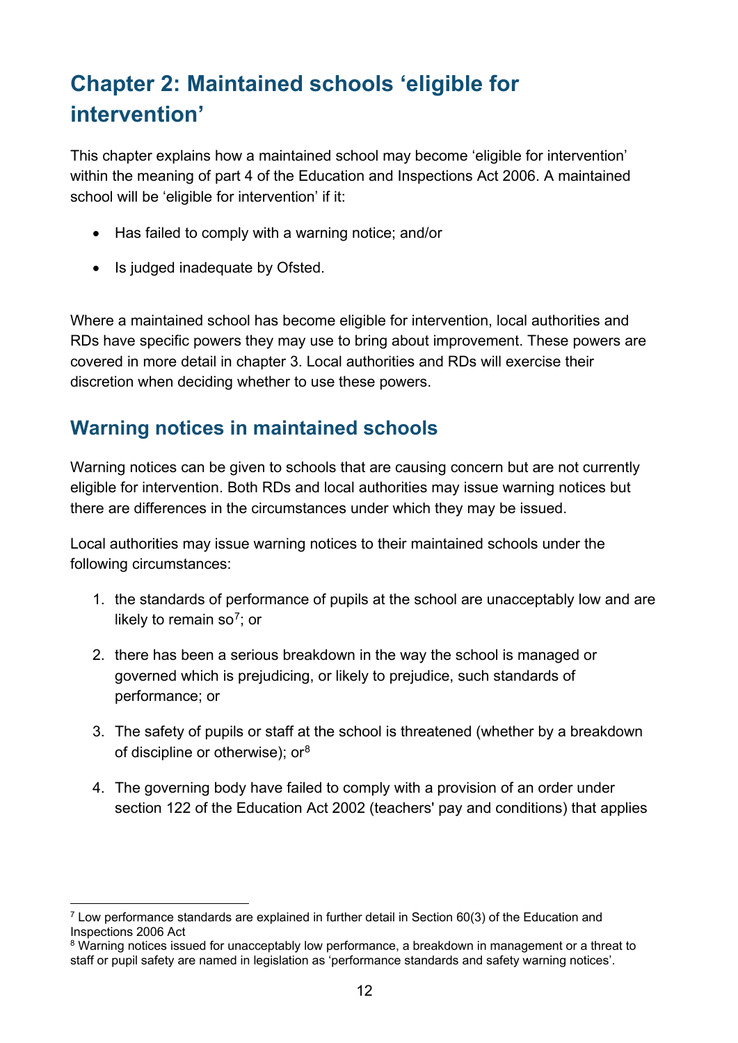# Chapter 2: Maintained schools 'eligible for intervention'

This chapter explains how a maintained school may become 'eligible for intervention' within the meaning of part 4 of the Education and Inspections Act 2006. A maintained school will be 'eligible for intervention' if it:

- Has failed to comply with a warning notice; and/or
- Is judged inadequate by Ofsted.

Where a maintained school has become eligible for intervention, local authorities and RDs have specific powers they may use to bring about improvement. These powers are covered in more detail in chapter 3. Local authorities and RDs will exercise their discretion when deciding whether to use these powers.

## Warning notices in maintained schools

Warning notices can be given to schools that are causing concern but are not currently eligible for intervention. Both RDs and local authorities may issue warning notices but there are differences in the circumstances under which they may be issued.

Local authorities may issue warning notices to their maintained schools under the following circumstances:

1. the standards of performance of pupils at the school are unacceptably low and are likely to remain so[7]; or
2. there has been a serious breakdown in the way the school is managed or governed which is prejudicing, or likely to prejudice, such standards of performance; or
3. The safety of pupils or staff at the school is threatened (whether by a breakdown of discipline or otherwise); or[8]
4. The governing body have failed to comply with a provision of an order under section 122 of the Education Act 2002 (teachers' pay and conditions) that applies

---

[7] Low performance standards are explained in further detail in Section 60(3) of the Education and Inspections 2006 Act

[8] Warning notices issued for unacceptably low performance, a breakdown in management or a threat to staff or pupil safety are named in legislation as 'performance standards and safety warning notices'.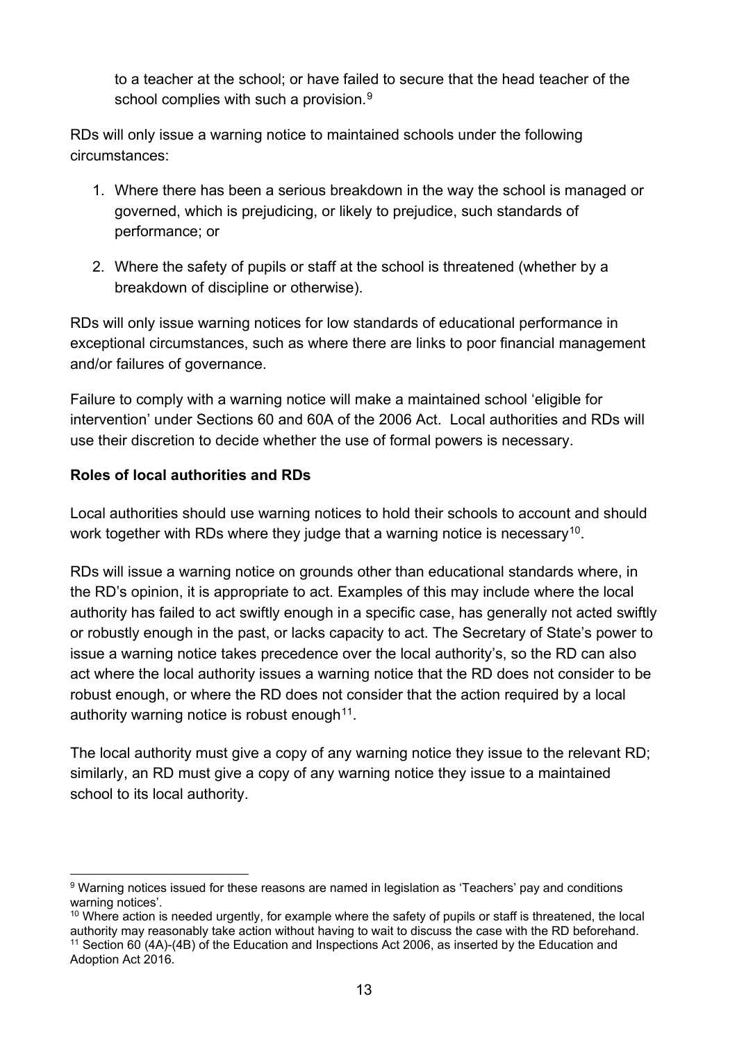to a teacher at the school; or have failed to secure that the head teacher of the school complies with such a provision.[9]

RDs will only issue a warning notice to maintained schools under the following circumstances:

1. Where there has been a serious breakdown in the way the school is managed or governed, which is prejudicing, or likely to prejudice, such standards of performance; or
2. Where the safety of pupils or staff at the school is threatened (whether by a breakdown of discipline or otherwise).

RDs will only issue warning notices for low standards of educational performance in exceptional circumstances, such as where there are links to poor financial management and/or failures of governance.

Failure to comply with a warning notice will make a maintained school 'eligible for intervention' under Sections 60 and 60A of the 2006 Act. Local authorities and RDs will use their discretion to decide whether the use of formal powers is necessary.

**Roles of local authorities and RDs**

Local authorities should use warning notices to hold their schools to account and should work together with RDs where they judge that a warning notice is necessary[10].

RDs will issue a warning notice on grounds other than educational standards where, in the RD's opinion, it is appropriate to act. Examples of this may include where the local authority has failed to act swiftly enough in a specific case, has generally not acted swiftly or robustly enough in the past, or lacks capacity to act. The Secretary of State's power to issue a warning notice takes precedence over the local authority's, so the RD can also act where the local authority issues a warning notice that the RD does not consider to be robust enough, or where the RD does not consider that the action required by a local authority warning notice is robust enough[11].

The local authority must give a copy of any warning notice they issue to the relevant RD; similarly, an RD must give a copy of any warning notice they issue to a maintained school to its local authority.

---

[9] Warning notices issued for these reasons are named in legislation as 'Teachers' pay and conditions warning notices'.

[10] Where action is needed urgently, for example where the safety of pupils or staff is threatened, the local authority may reasonably take action without having to wait to discuss the case with the RD beforehand.

[11] Section 60 (4A)-(4B) of the Education and Inspections Act 2006, as inserted by the Education and Adoption Act 2016.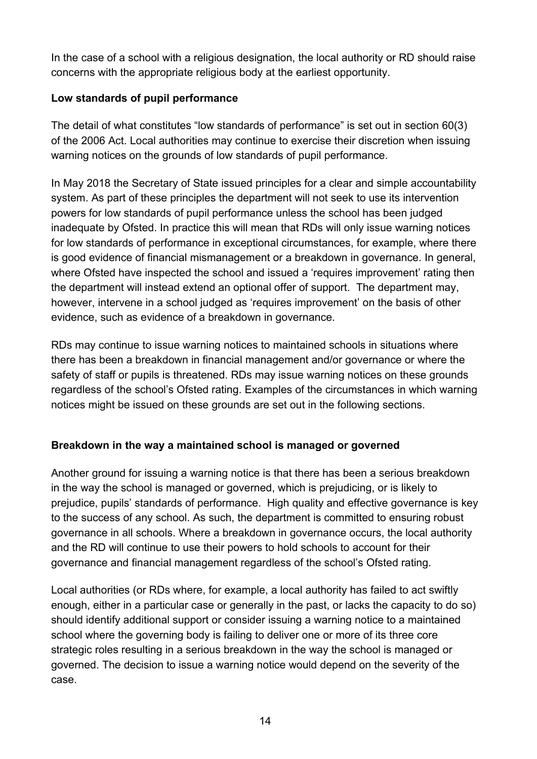In the case of a school with a religious designation, the local authority or RD should raise concerns with the appropriate religious body at the earliest opportunity.

**Low standards of pupil performance**

The detail of what constitutes "low standards of performance" is set out in section 60(3) of the 2006 Act. Local authorities may continue to exercise their discretion when issuing warning notices on the grounds of low standards of pupil performance.

In May 2018 the Secretary of State issued principles for a clear and simple accountability system. As part of these principles the department will not seek to use its intervention powers for low standards of pupil performance unless the school has been judged inadequate by Ofsted. In practice this will mean that RDs will only issue warning notices for low standards of performance in exceptional circumstances, for example, where there is good evidence of financial mismanagement or a breakdown in governance. In general, where Ofsted have inspected the school and issued a 'requires improvement' rating then the department will instead extend an optional offer of support. The department may, however, intervene in a school judged as 'requires improvement' on the basis of other evidence, such as evidence of a breakdown in governance.

RDs may continue to issue warning notices to maintained schools in situations where there has been a breakdown in financial management and/or governance or where the safety of staff or pupils is threatened. RDs may issue warning notices on these grounds regardless of the school's Ofsted rating. Examples of the circumstances in which warning notices might be issued on these grounds are set out in the following sections.

**Breakdown in the way a maintained school is managed or governed**

Another ground for issuing a warning notice is that there has been a serious breakdown in the way the school is managed or governed, which is prejudicing, or is likely to prejudice, pupils' standards of performance. High quality and effective governance is key to the success of any school. As such, the department is committed to ensuring robust governance in all schools. Where a breakdown in governance occurs, the local authority and the RD will continue to use their powers to hold schools to account for their governance and financial management regardless of the school's Ofsted rating.

Local authorities (or RDs where, for example, a local authority has failed to act swiftly enough, either in a particular case or generally in the past, or lacks the capacity to do so) should identify additional support or consider issuing a warning notice to a maintained school where the governing body is failing to deliver one or more of its three core strategic roles resulting in a serious breakdown in the way the school is managed or governed. The decision to issue a warning notice would depend on the severity of the case.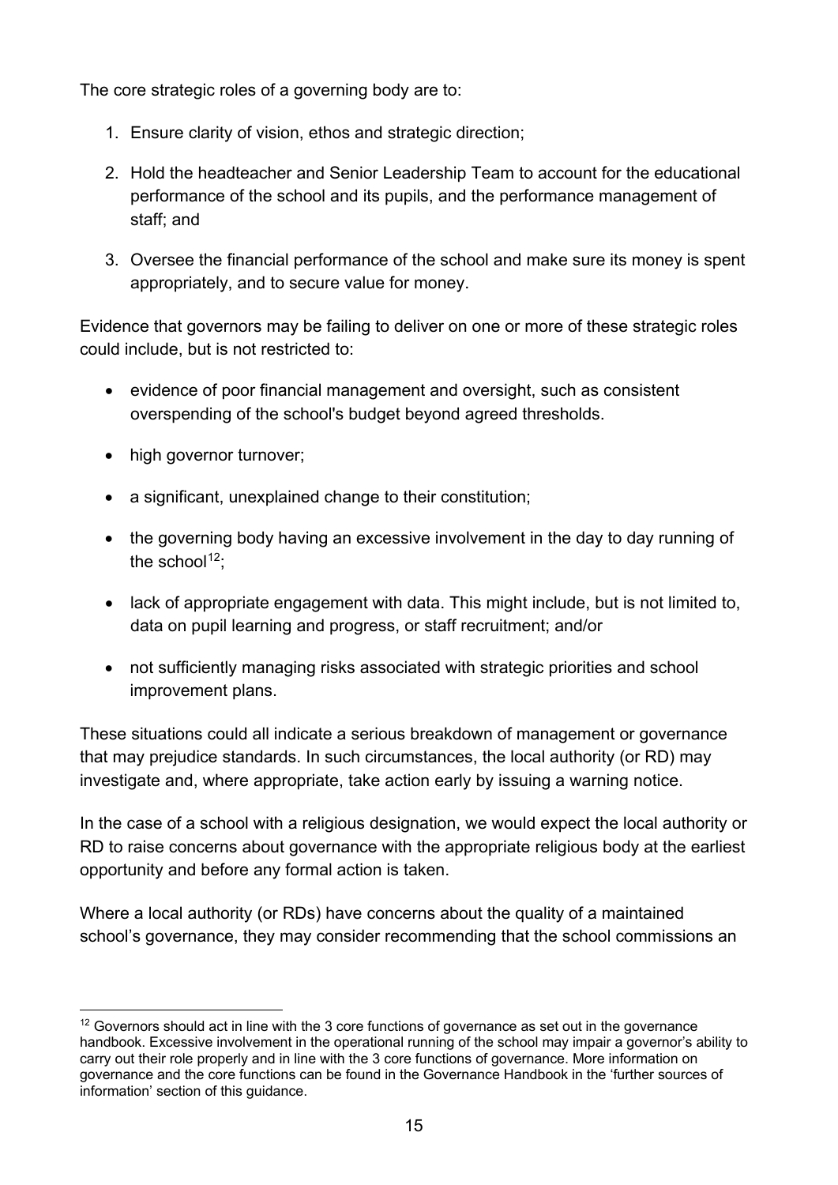The core strategic roles of a governing body are to:

1. Ensure clarity of vision, ethos and strategic direction;
2. Hold the headteacher and Senior Leadership Team to account for the educational performance of the school and its pupils, and the performance management of staff; and
3. Oversee the financial performance of the school and make sure its money is spent appropriately, and to secure value for money.

Evidence that governors may be failing to deliver on one or more of these strategic roles could include, but is not restricted to:

- evidence of poor financial management and oversight, such as consistent overspending of the school's budget beyond agreed thresholds.
- high governor turnover;
- a significant, unexplained change to their constitution;
- the governing body having an excessive involvement in the day to day running of the school[12];
- lack of appropriate engagement with data. This might include, but is not limited to, data on pupil learning and progress, or staff recruitment; and/or
- not sufficiently managing risks associated with strategic priorities and school improvement plans.

These situations could all indicate a serious breakdown of management or governance that may prejudice standards. In such circumstances, the local authority (or RD) may investigate and, where appropriate, take action early by issuing a warning notice.

In the case of a school with a religious designation, we would expect the local authority or RD to raise concerns about governance with the appropriate religious body at the earliest opportunity and before any formal action is taken.

Where a local authority (or RDs) have concerns about the quality of a maintained school's governance, they may consider recommending that the school commissions an

[12] Governors should act in line with the 3 core functions of governance as set out in the governance handbook. Excessive involvement in the operational running of the school may impair a governor's ability to carry out their role properly and in line with the 3 core functions of governance. More information on governance and the core functions can be found in the Governance Handbook in the 'further sources of information' section of this guidance.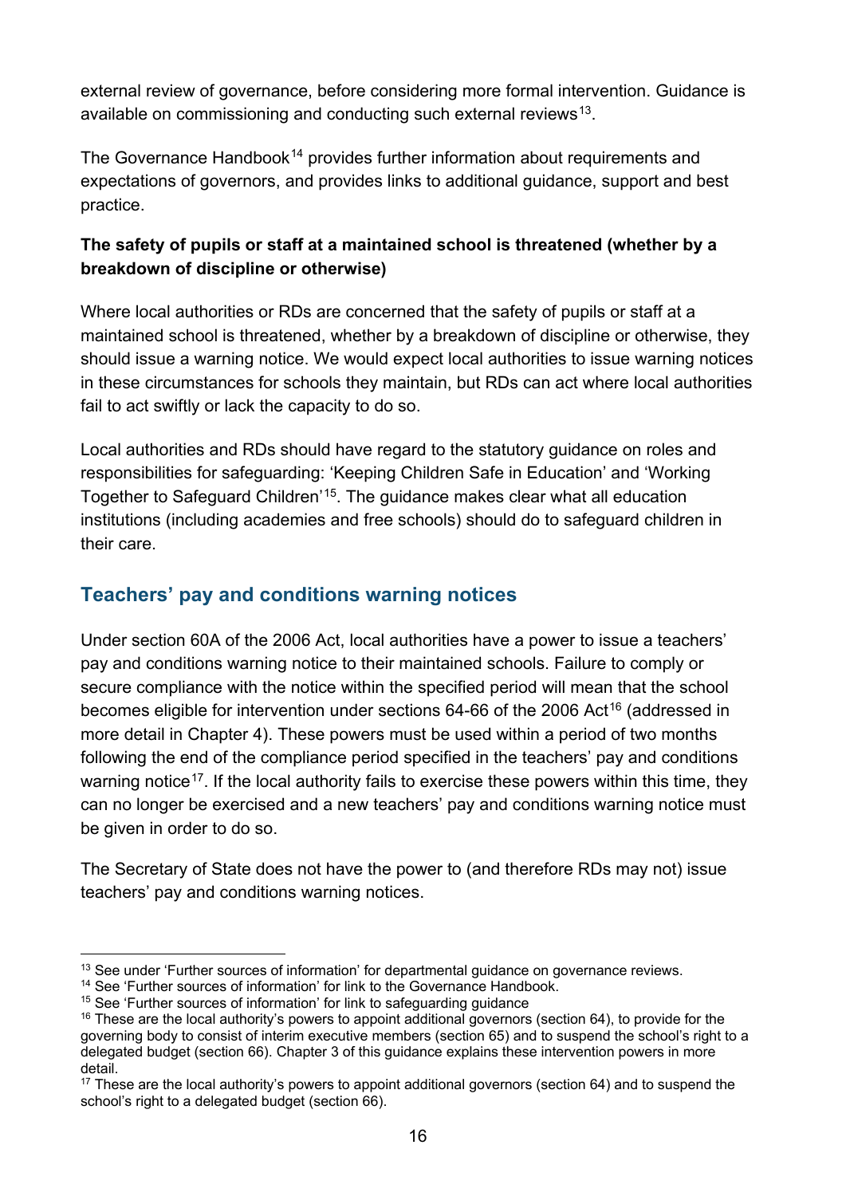external review of governance, before considering more formal intervention. Guidance is available on commissioning and conducting such external reviews[13].

The Governance Handbook[14] provides further information about requirements and expectations of governors, and provides links to additional guidance, support and best practice.

**The safety of pupils or staff at a maintained school is threatened (whether by a breakdown of discipline or otherwise)**

Where local authorities or RDs are concerned that the safety of pupils or staff at a maintained school is threatened, whether by a breakdown of discipline or otherwise, they should issue a warning notice. We would expect local authorities to issue warning notices in these circumstances for schools they maintain, but RDs can act where local authorities fail to act swiftly or lack the capacity to do so.

Local authorities and RDs should have regard to the statutory guidance on roles and responsibilities for safeguarding: 'Keeping Children Safe in Education' and 'Working Together to Safeguard Children'[15]. The guidance makes clear what all education institutions (including academies and free schools) should do to safeguard children in their care.

## Teachers' pay and conditions warning notices

Under section 60A of the 2006 Act, local authorities have a power to issue a teachers' pay and conditions warning notice to their maintained schools. Failure to comply or secure compliance with the notice within the specified period will mean that the school becomes eligible for intervention under sections 64-66 of the 2006 Act[16] (addressed in more detail in Chapter 4). These powers must be used within a period of two months following the end of the compliance period specified in the teachers' pay and conditions warning notice[17]. If the local authority fails to exercise these powers within this time, they can no longer be exercised and a new teachers' pay and conditions warning notice must be given in order to do so.

The Secretary of State does not have the power to (and therefore RDs may not) issue teachers' pay and conditions warning notices.

---

[13] See under 'Further sources of information' for departmental guidance on governance reviews.

[14] See 'Further sources of information' for link to the Governance Handbook.

[15] See 'Further sources of information' for link to safeguarding guidance

[16] These are the local authority's powers to appoint additional governors (section 64), to provide for the governing body to consist of interim executive members (section 65) and to suspend the school's right to a delegated budget (section 66). Chapter 3 of this guidance explains these intervention powers in more detail.

[17] These are the local authority's powers to appoint additional governors (section 64) and to suspend the school's right to a delegated budget (section 66).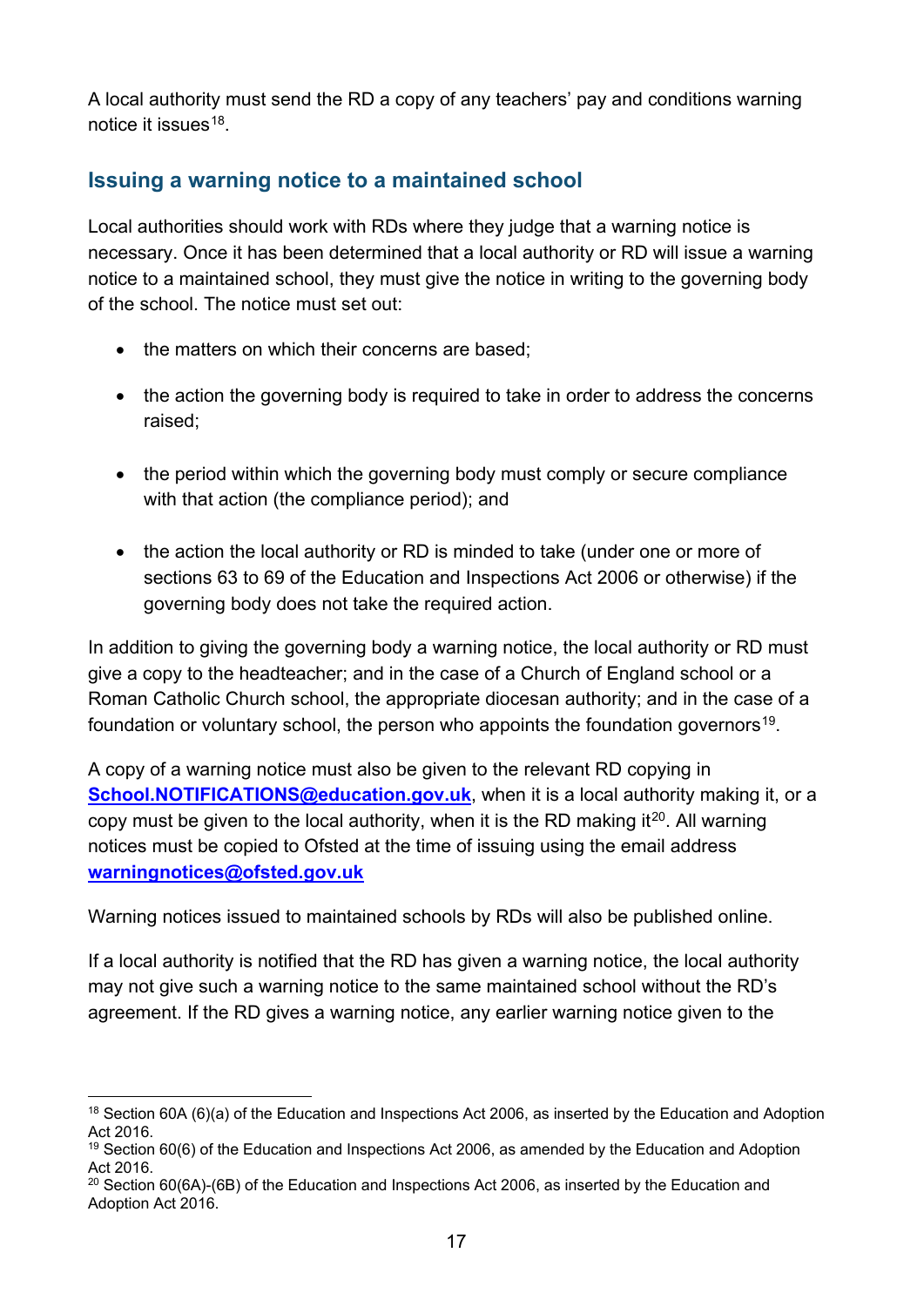A local authority must send the RD a copy of any teachers' pay and conditions warning notice it issues[18].

## Issuing a warning notice to a maintained school

Local authorities should work with RDs where they judge that a warning notice is necessary. Once it has been determined that a local authority or RD will issue a warning notice to a maintained school, they must give the notice in writing to the governing body of the school. The notice must set out:

- the matters on which their concerns are based;
- the action the governing body is required to take in order to address the concerns raised;
- the period within which the governing body must comply or secure compliance with that action (the compliance period); and
- the action the local authority or RD is minded to take (under one or more of sections 63 to 69 of the Education and Inspections Act 2006 or otherwise) if the governing body does not take the required action.

In addition to giving the governing body a warning notice, the local authority or RD must give a copy to the headteacher; and in the case of a Church of England school or a Roman Catholic Church school, the appropriate diocesan authority; and in the case of a foundation or voluntary school, the person who appoints the foundation governors[19].

A copy of a warning notice must also be given to the relevant RD copying in **School.NOTIFICATIONS@education.gov.uk**, when it is a local authority making it, or a copy must be given to the local authority, when it is the RD making it[20]. All warning notices must be copied to Ofsted at the time of issuing using the email address **warningnotices@ofsted.gov.uk**

Warning notices issued to maintained schools by RDs will also be published online.

If a local authority is notified that the RD has given a warning notice, the local authority may not give such a warning notice to the same maintained school without the RD's agreement. If the RD gives a warning notice, any earlier warning notice given to the

---

[18] Section 60A (6)(a) of the Education and Inspections Act 2006, as inserted by the Education and Adoption Act 2016.

[19] Section 60(6) of the Education and Inspections Act 2006, as amended by the Education and Adoption Act 2016.

[20] Section 60(6A)-(6B) of the Education and Inspections Act 2006, as inserted by the Education and Adoption Act 2016.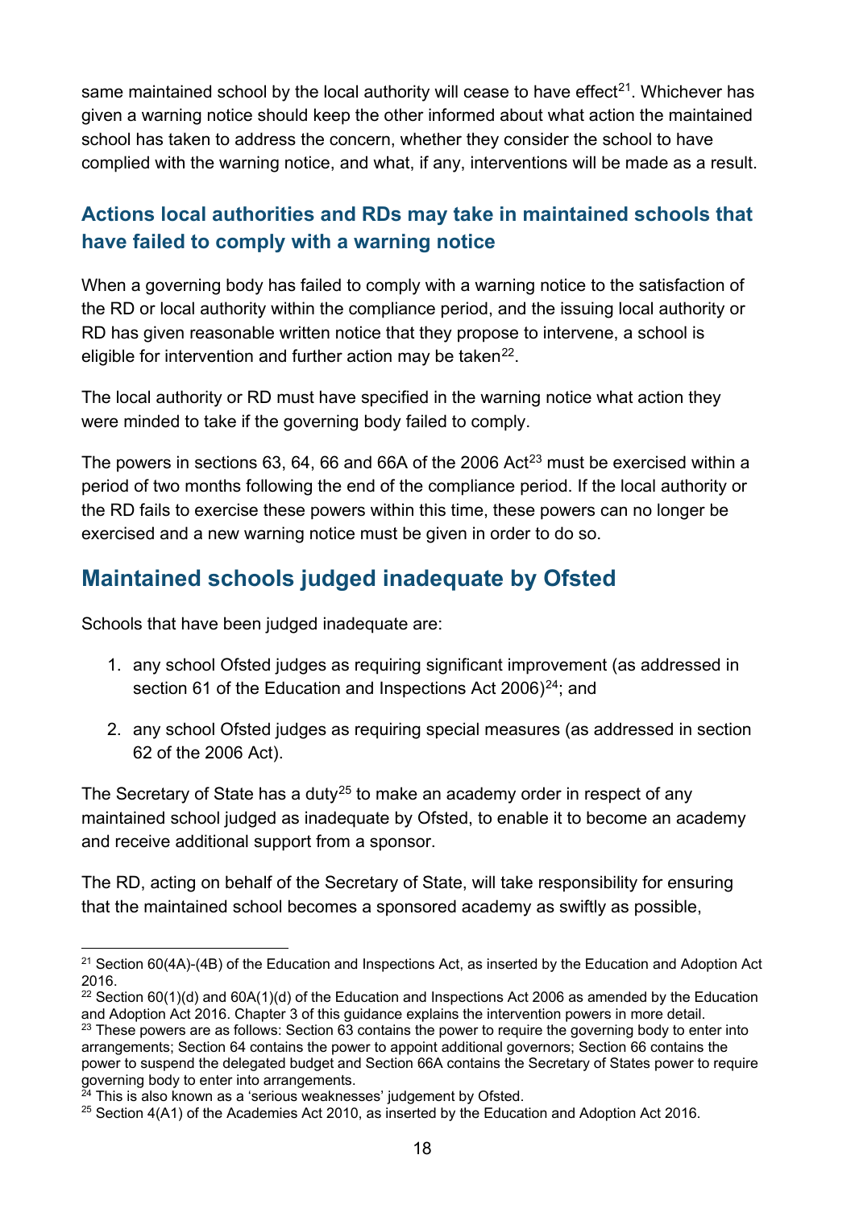same maintained school by the local authority will cease to have effect[21]. Whichever has given a warning notice should keep the other informed about what action the maintained school has taken to address the concern, whether they consider the school to have complied with the warning notice, and what, if any, interventions will be made as a result.

### Actions local authorities and RDs may take in maintained schools that have failed to comply with a warning notice

When a governing body has failed to comply with a warning notice to the satisfaction of the RD or local authority within the compliance period, and the issuing local authority or RD has given reasonable written notice that they propose to intervene, a school is eligible for intervention and further action may be taken[22].

The local authority or RD must have specified in the warning notice what action they were minded to take if the governing body failed to comply.

The powers in sections 63, 64, 66 and 66A of the 2006 Act[23] must be exercised within a period of two months following the end of the compliance period. If the local authority or the RD fails to exercise these powers within this time, these powers can no longer be exercised and a new warning notice must be given in order to do so.

## Maintained schools judged inadequate by Ofsted

Schools that have been judged inadequate are:

1. any school Ofsted judges as requiring significant improvement (as addressed in section 61 of the Education and Inspections Act 2006)[24]; and
2. any school Ofsted judges as requiring special measures (as addressed in section 62 of the 2006 Act).

The Secretary of State has a duty[25] to make an academy order in respect of any maintained school judged as inadequate by Ofsted, to enable it to become an academy and receive additional support from a sponsor.

The RD, acting on behalf of the Secretary of State, will take responsibility for ensuring that the maintained school becomes a sponsored academy as swiftly as possible,

---

[21] Section 60(4A)-(4B) of the Education and Inspections Act, as inserted by the Education and Adoption Act 2016.

[22] Section 60(1)(d) and 60A(1)(d) of the Education and Inspections Act 2006 as amended by the Education and Adoption Act 2016. Chapter 3 of this guidance explains the intervention powers in more detail.

[23] These powers are as follows: Section 63 contains the power to require the governing body to enter into arrangements; Section 64 contains the power to appoint additional governors; Section 66 contains the power to suspend the delegated budget and Section 66A contains the Secretary of States power to require governing body to enter into arrangements.

[24] This is also known as a 'serious weaknesses' judgement by Ofsted.

[25] Section 4(A1) of the Academies Act 2010, as inserted by the Education and Adoption Act 2016.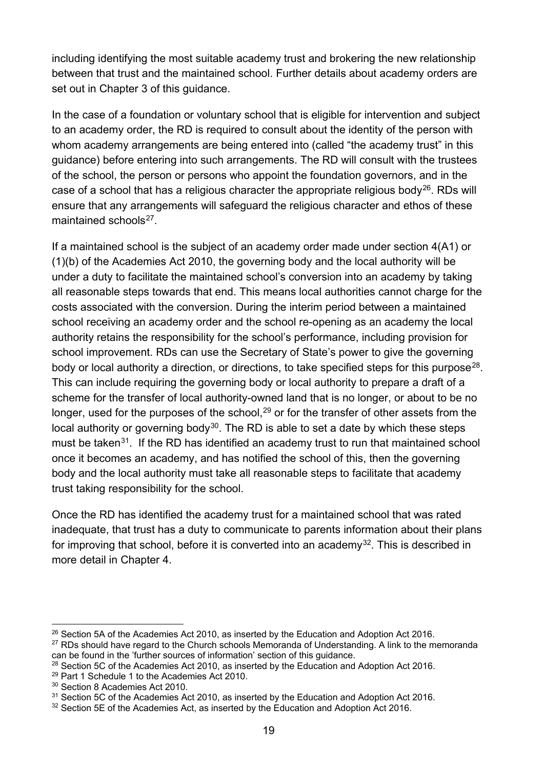including identifying the most suitable academy trust and brokering the new relationship between that trust and the maintained school. Further details about academy orders are set out in Chapter 3 of this guidance.

In the case of a foundation or voluntary school that is eligible for intervention and subject to an academy order, the RD is required to consult about the identity of the person with whom academy arrangements are being entered into (called "the academy trust" in this guidance) before entering into such arrangements. The RD will consult with the trustees of the school, the person or persons who appoint the foundation governors, and in the case of a school that has a religious character the appropriate religious body[26]. RDs will ensure that any arrangements will safeguard the religious character and ethos of these maintained schools[27].

If a maintained school is the subject of an academy order made under section 4(A1) or (1)(b) of the Academies Act 2010, the governing body and the local authority will be under a duty to facilitate the maintained school's conversion into an academy by taking all reasonable steps towards that end. This means local authorities cannot charge for the costs associated with the conversion. During the interim period between a maintained school receiving an academy order and the school re-opening as an academy the local authority retains the responsibility for the school's performance, including provision for school improvement. RDs can use the Secretary of State's power to give the governing body or local authority a direction, or directions, to take specified steps for this purpose[28]. This can include requiring the governing body or local authority to prepare a draft of a scheme for the transfer of local authority-owned land that is no longer, or about to be no longer, used for the purposes of the school,[29] or for the transfer of other assets from the local authority or governing body[30]. The RD is able to set a date by which these steps must be taken[31]. If the RD has identified an academy trust to run that maintained school once it becomes an academy, and has notified the school of this, then the governing body and the local authority must take all reasonable steps to facilitate that academy trust taking responsibility for the school.

Once the RD has identified the academy trust for a maintained school that was rated inadequate, that trust has a duty to communicate to parents information about their plans for improving that school, before it is converted into an academy[32]. This is described in more detail in Chapter 4.

---

[26] Section 5A of the Academies Act 2010, as inserted by the Education and Adoption Act 2016.

[27] RDs should have regard to the Church schools Memoranda of Understanding. A link to the memoranda can be found in the 'further sources of information' section of this guidance.

[28] Section 5C of the Academies Act 2010, as inserted by the Education and Adoption Act 2016.

[29] Part 1 Schedule 1 to the Academies Act 2010.

[30] Section 8 Academies Act 2010.

[31] Section 5C of the Academies Act 2010, as inserted by the Education and Adoption Act 2016.

[32] Section 5E of the Academies Act, as inserted by the Education and Adoption Act 2016.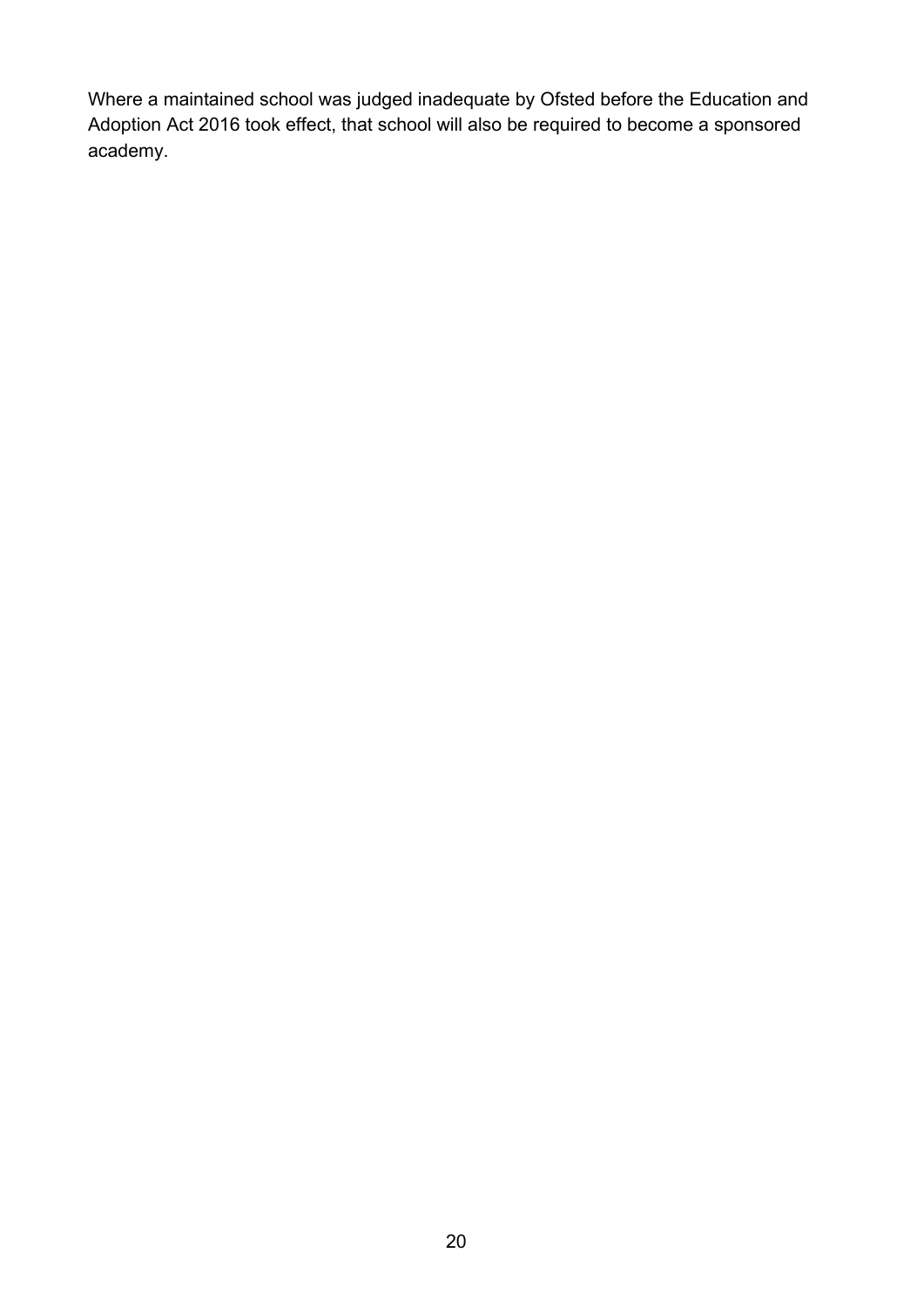Where a maintained school was judged inadequate by Ofsted before the Education and Adoption Act 2016 took effect, that school will also be required to become a sponsored academy.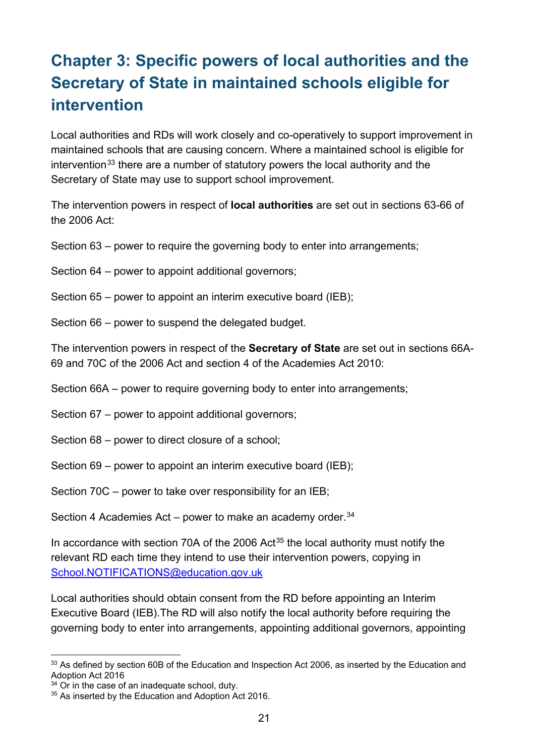# Chapter 3: Specific powers of local authorities and the Secretary of State in maintained schools eligible for intervention

Local authorities and RDs will work closely and co-operatively to support improvement in maintained schools that are causing concern. Where a maintained school is eligible for intervention[33] there are a number of statutory powers the local authority and the Secretary of State may use to support school improvement.

The intervention powers in respect of **local authorities** are set out in sections 63-66 of the 2006 Act:

Section 63 – power to require the governing body to enter into arrangements;

Section 64 – power to appoint additional governors;

Section 65 – power to appoint an interim executive board (IEB);

Section 66 – power to suspend the delegated budget.

The intervention powers in respect of the **Secretary of State** are set out in sections 66A-69 and 70C of the 2006 Act and section 4 of the Academies Act 2010:

Section 66A – power to require governing body to enter into arrangements;

Section 67 – power to appoint additional governors;

Section 68 – power to direct closure of a school;

Section 69 – power to appoint an interim executive board (IEB);

Section 70C – power to take over responsibility for an IEB;

Section 4 Academies Act – power to make an academy order.[34]

In accordance with section 70A of the 2006 Act[35] the local authority must notify the relevant RD each time they intend to use their intervention powers, copying in School.NOTIFICATIONS@education.gov.uk

Local authorities should obtain consent from the RD before appointing an Interim Executive Board (IEB).The RD will also notify the local authority before requiring the governing body to enter into arrangements, appointing additional governors, appointing

---

[33] As defined by section 60B of the Education and Inspection Act 2006, as inserted by the Education and Adoption Act 2016

[34] Or in the case of an inadequate school, duty.

[35] As inserted by the Education and Adoption Act 2016.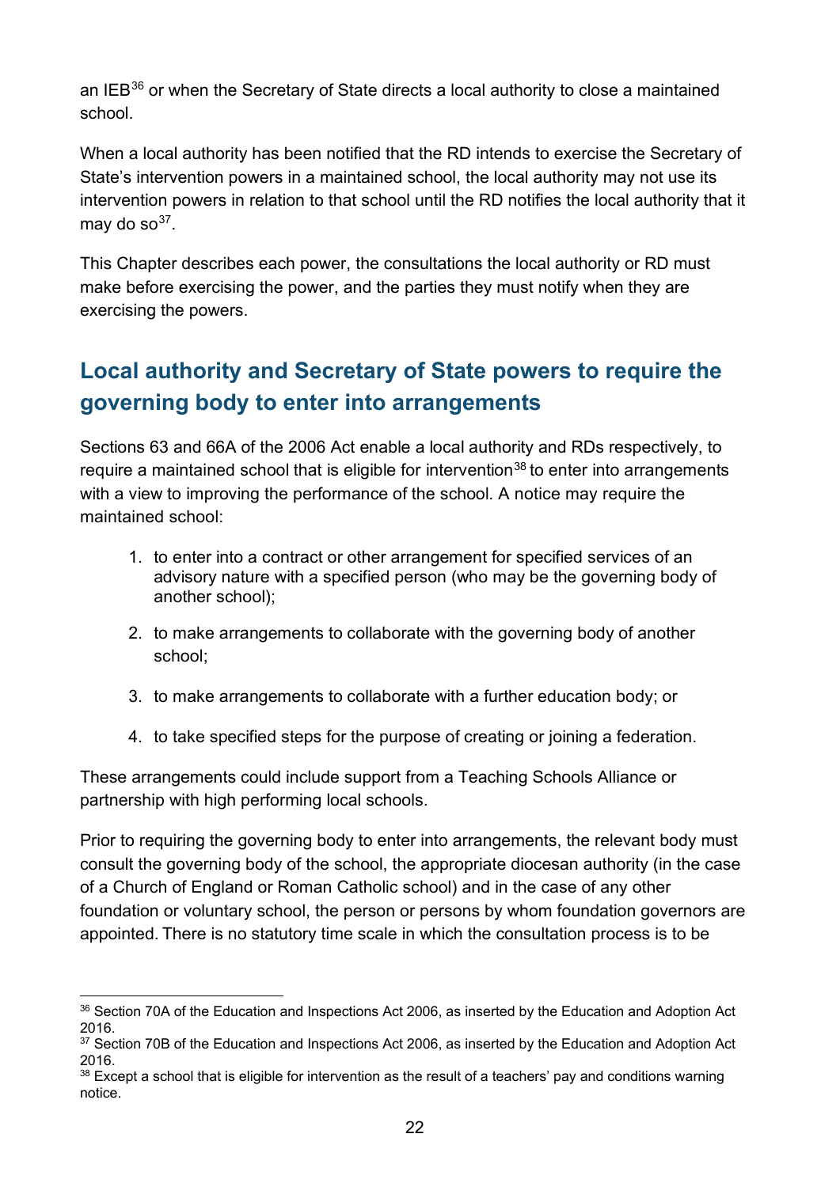an IEB[36] or when the Secretary of State directs a local authority to close a maintained school.

When a local authority has been notified that the RD intends to exercise the Secretary of State's intervention powers in a maintained school, the local authority may not use its intervention powers in relation to that school until the RD notifies the local authority that it may do so[37].

This Chapter describes each power, the consultations the local authority or RD must make before exercising the power, and the parties they must notify when they are exercising the powers.

## Local authority and Secretary of State powers to require the governing body to enter into arrangements

Sections 63 and 66A of the 2006 Act enable a local authority and RDs respectively, to require a maintained school that is eligible for intervention[38] to enter into arrangements with a view to improving the performance of the school. A notice may require the maintained school:

1. to enter into a contract or other arrangement for specified services of an advisory nature with a specified person (who may be the governing body of another school);
2. to make arrangements to collaborate with the governing body of another school;
3. to make arrangements to collaborate with a further education body; or
4. to take specified steps for the purpose of creating or joining a federation.

These arrangements could include support from a Teaching Schools Alliance or partnership with high performing local schools.

Prior to requiring the governing body to enter into arrangements, the relevant body must consult the governing body of the school, the appropriate diocesan authority (in the case of a Church of England or Roman Catholic school) and in the case of any other foundation or voluntary school, the person or persons by whom foundation governors are appointed. There is no statutory time scale in which the consultation process is to be

---

[36] Section 70A of the Education and Inspections Act 2006, as inserted by the Education and Adoption Act 2016.

[37] Section 70B of the Education and Inspections Act 2006, as inserted by the Education and Adoption Act 2016.

[38] Except a school that is eligible for intervention as the result of a teachers' pay and conditions warning notice.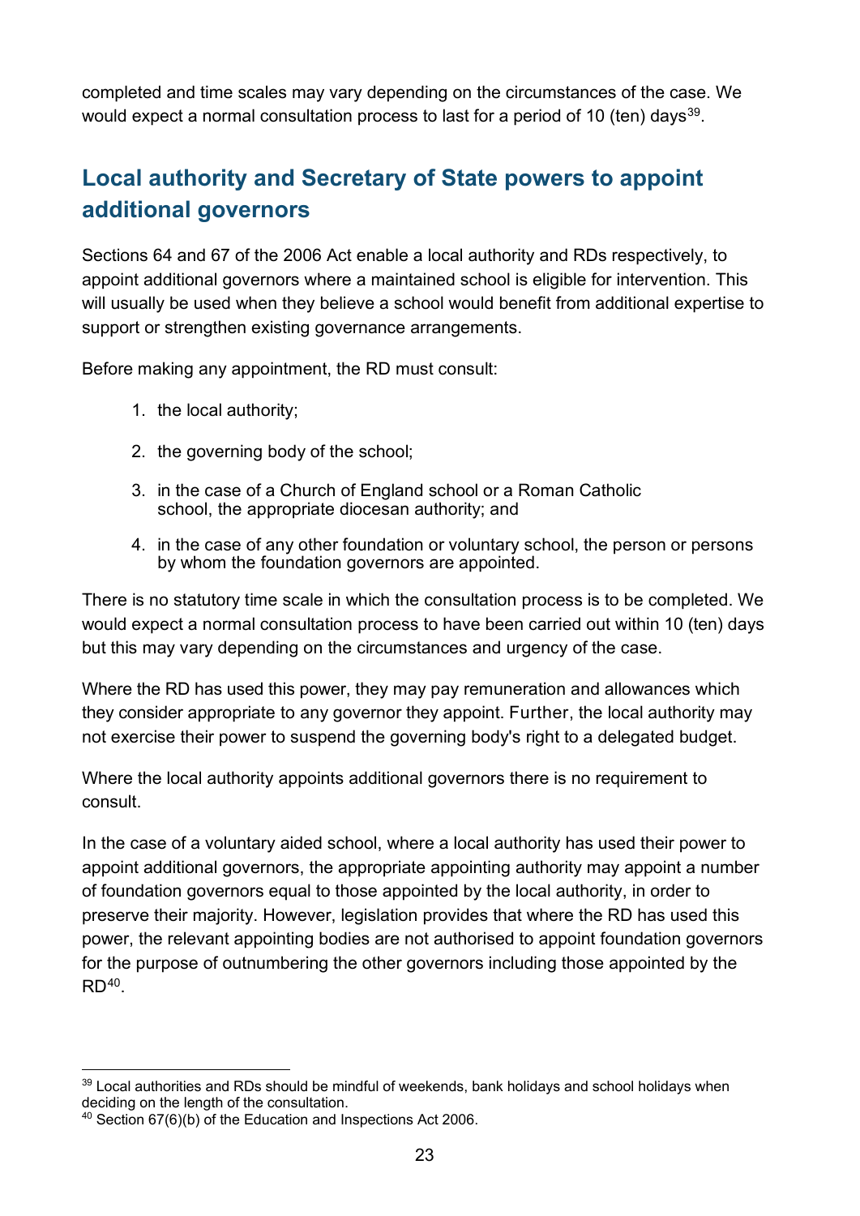completed and time scales may vary depending on the circumstances of the case. We would expect a normal consultation process to last for a period of 10 (ten) days[39].

## Local authority and Secretary of State powers to appoint additional governors

Sections 64 and 67 of the 2006 Act enable a local authority and RDs respectively, to appoint additional governors where a maintained school is eligible for intervention. This will usually be used when they believe a school would benefit from additional expertise to support or strengthen existing governance arrangements.

Before making any appointment, the RD must consult:

1. the local authority;
2. the governing body of the school;
3. in the case of a Church of England school or a Roman Catholic school, the appropriate diocesan authority; and
4. in the case of any other foundation or voluntary school, the person or persons by whom the foundation governors are appointed.

There is no statutory time scale in which the consultation process is to be completed. We would expect a normal consultation process to have been carried out within 10 (ten) days but this may vary depending on the circumstances and urgency of the case.

Where the RD has used this power, they may pay remuneration and allowances which they consider appropriate to any governor they appoint. Further, the local authority may not exercise their power to suspend the governing body's right to a delegated budget.

Where the local authority appoints additional governors there is no requirement to consult.

In the case of a voluntary aided school, where a local authority has used their power to appoint additional governors, the appropriate appointing authority may appoint a number of foundation governors equal to those appointed by the local authority, in order to preserve their majority. However, legislation provides that where the RD has used this power, the relevant appointing bodies are not authorised to appoint foundation governors for the purpose of outnumbering the other governors including those appointed by the RD[40].

---

[39] Local authorities and RDs should be mindful of weekends, bank holidays and school holidays when deciding on the length of the consultation.

[40] Section 67(6)(b) of the Education and Inspections Act 2006.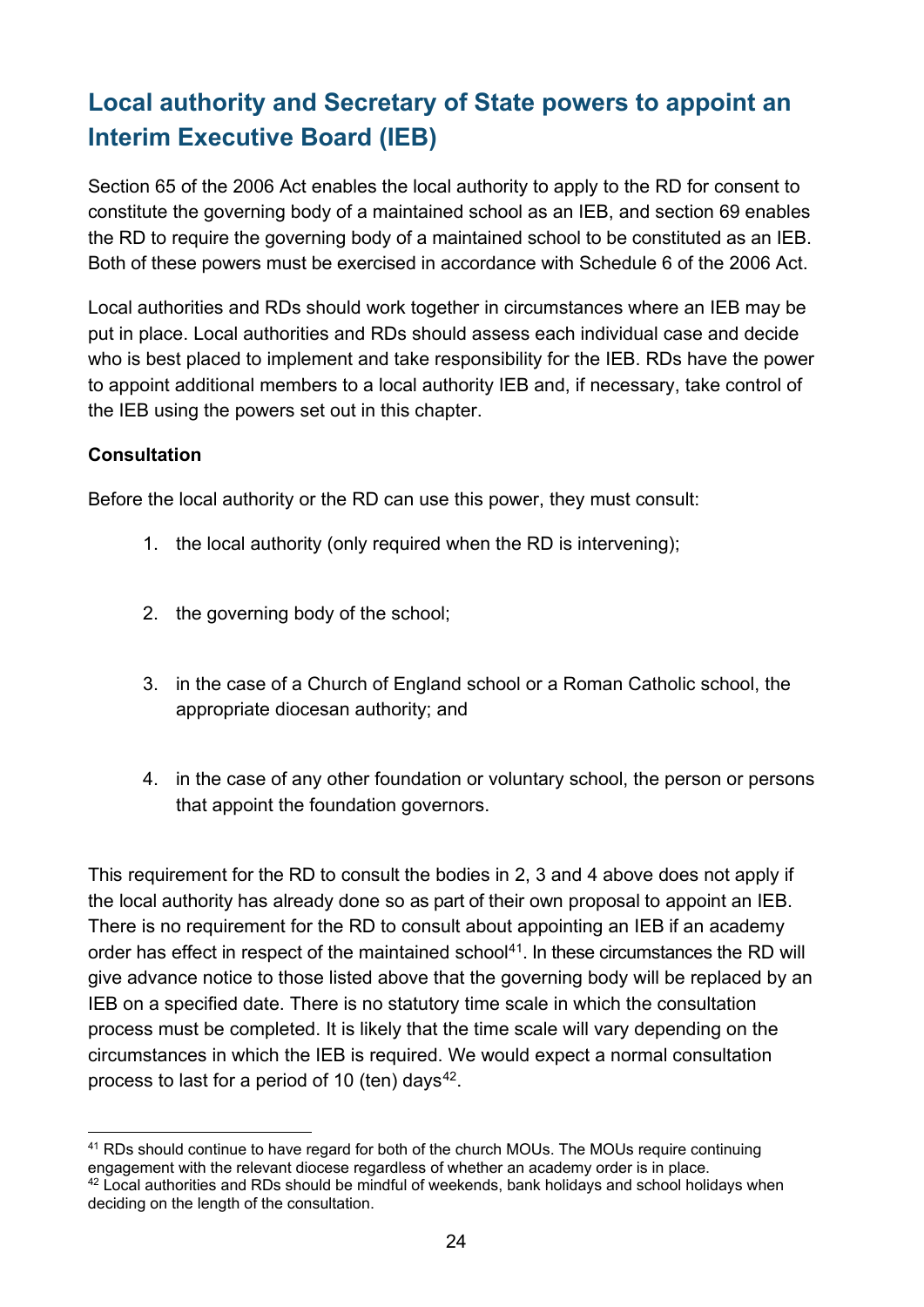## Local authority and Secretary of State powers to appoint an Interim Executive Board (IEB)

Section 65 of the 2006 Act enables the local authority to apply to the RD for consent to constitute the governing body of a maintained school as an IEB, and section 69 enables the RD to require the governing body of a maintained school to be constituted as an IEB. Both of these powers must be exercised in accordance with Schedule 6 of the 2006 Act.

Local authorities and RDs should work together in circumstances where an IEB may be put in place. Local authorities and RDs should assess each individual case and decide who is best placed to implement and take responsibility for the IEB. RDs have the power to appoint additional members to a local authority IEB and, if necessary, take control of the IEB using the powers set out in this chapter.

**Consultation**

Before the local authority or the RD can use this power, they must consult:

1. the local authority (only required when the RD is intervening);
2. the governing body of the school;
3. in the case of a Church of England school or a Roman Catholic school, the appropriate diocesan authority; and
4. in the case of any other foundation or voluntary school, the person or persons that appoint the foundation governors.

This requirement for the RD to consult the bodies in 2, 3 and 4 above does not apply if the local authority has already done so as part of their own proposal to appoint an IEB. There is no requirement for the RD to consult about appointing an IEB if an academy order has effect in respect of the maintained school[41]. In these circumstances the RD will give advance notice to those listed above that the governing body will be replaced by an IEB on a specified date. There is no statutory time scale in which the consultation process must be completed. It is likely that the time scale will vary depending on the circumstances in which the IEB is required. We would expect a normal consultation process to last for a period of 10 (ten) days[42].

---

[41] RDs should continue to have regard for both of the church MOUs. The MOUs require continuing engagement with the relevant diocese regardless of whether an academy order is in place.

[42] Local authorities and RDs should be mindful of weekends, bank holidays and school holidays when deciding on the length of the consultation.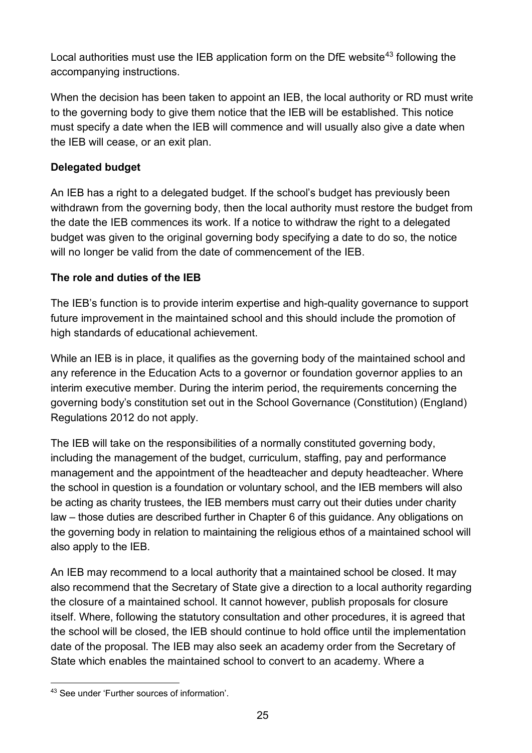Local authorities must use the IEB application form on the DfE website[43] following the accompanying instructions.

When the decision has been taken to appoint an IEB, the local authority or RD must write to the governing body to give them notice that the IEB will be established. This notice must specify a date when the IEB will commence and will usually also give a date when the IEB will cease, or an exit plan.

**Delegated budget**

An IEB has a right to a delegated budget. If the school's budget has previously been withdrawn from the governing body, then the local authority must restore the budget from the date the IEB commences its work. If a notice to withdraw the right to a delegated budget was given to the original governing body specifying a date to do so, the notice will no longer be valid from the date of commencement of the IEB.

**The role and duties of the IEB**

The IEB's function is to provide interim expertise and high-quality governance to support future improvement in the maintained school and this should include the promotion of high standards of educational achievement.

While an IEB is in place, it qualifies as the governing body of the maintained school and any reference in the Education Acts to a governor or foundation governor applies to an interim executive member. During the interim period, the requirements concerning the governing body's constitution set out in the School Governance (Constitution) (England) Regulations 2012 do not apply.

The IEB will take on the responsibilities of a normally constituted governing body, including the management of the budget, curriculum, staffing, pay and performance management and the appointment of the headteacher and deputy headteacher. Where the school in question is a foundation or voluntary school, and the IEB members will also be acting as charity trustees, the IEB members must carry out their duties under charity law – those duties are described further in Chapter 6 of this guidance. Any obligations on the governing body in relation to maintaining the religious ethos of a maintained school will also apply to the IEB.

An IEB may recommend to a local authority that a maintained school be closed. It may also recommend that the Secretary of State give a direction to a local authority regarding the closure of a maintained school. It cannot however, publish proposals for closure itself. Where, following the statutory consultation and other procedures, it is agreed that the school will be closed, the IEB should continue to hold office until the implementation date of the proposal. The IEB may also seek an academy order from the Secretary of State which enables the maintained school to convert to an academy. Where a

[43] See under 'Further sources of information'.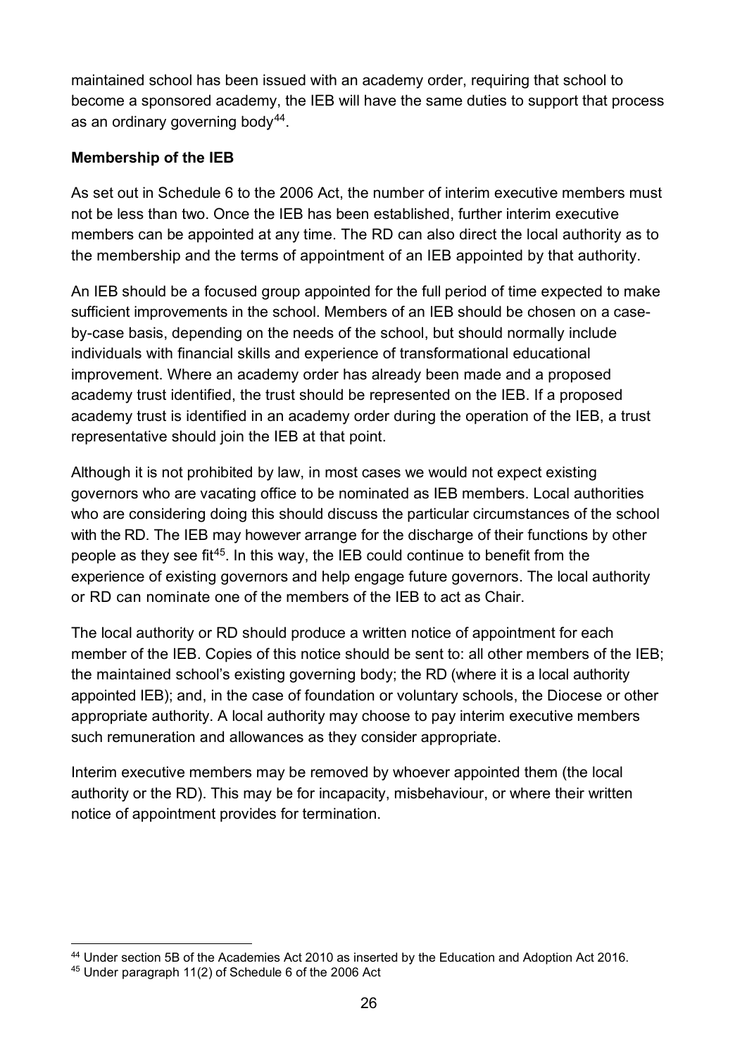maintained school has been issued with an academy order, requiring that school to become a sponsored academy, the IEB will have the same duties to support that process as an ordinary governing body[44].

**Membership of the IEB**

As set out in Schedule 6 to the 2006 Act, the number of interim executive members must not be less than two. Once the IEB has been established, further interim executive members can be appointed at any time. The RD can also direct the local authority as to the membership and the terms of appointment of an IEB appointed by that authority.

An IEB should be a focused group appointed for the full period of time expected to make sufficient improvements in the school. Members of an IEB should be chosen on a case-by-case basis, depending on the needs of the school, but should normally include individuals with financial skills and experience of transformational educational improvement. Where an academy order has already been made and a proposed academy trust identified, the trust should be represented on the IEB. If a proposed academy trust is identified in an academy order during the operation of the IEB, a trust representative should join the IEB at that point.

Although it is not prohibited by law, in most cases we would not expect existing governors who are vacating office to be nominated as IEB members. Local authorities who are considering doing this should discuss the particular circumstances of the school with the RD. The IEB may however arrange for the discharge of their functions by other people as they see fit[45]. In this way, the IEB could continue to benefit from the experience of existing governors and help engage future governors. The local authority or RD can nominate one of the members of the IEB to act as Chair.

The local authority or RD should produce a written notice of appointment for each member of the IEB. Copies of this notice should be sent to: all other members of the IEB; the maintained school's existing governing body; the RD (where it is a local authority appointed IEB); and, in the case of foundation or voluntary schools, the Diocese or other appropriate authority. A local authority may choose to pay interim executive members such remuneration and allowances as they consider appropriate.

Interim executive members may be removed by whoever appointed them (the local authority or the RD). This may be for incapacity, misbehaviour, or where their written notice of appointment provides for termination.

---

[44] Under section 5B of the Academies Act 2010 as inserted by the Education and Adoption Act 2016.

[45] Under paragraph 11(2) of Schedule 6 of the 2006 Act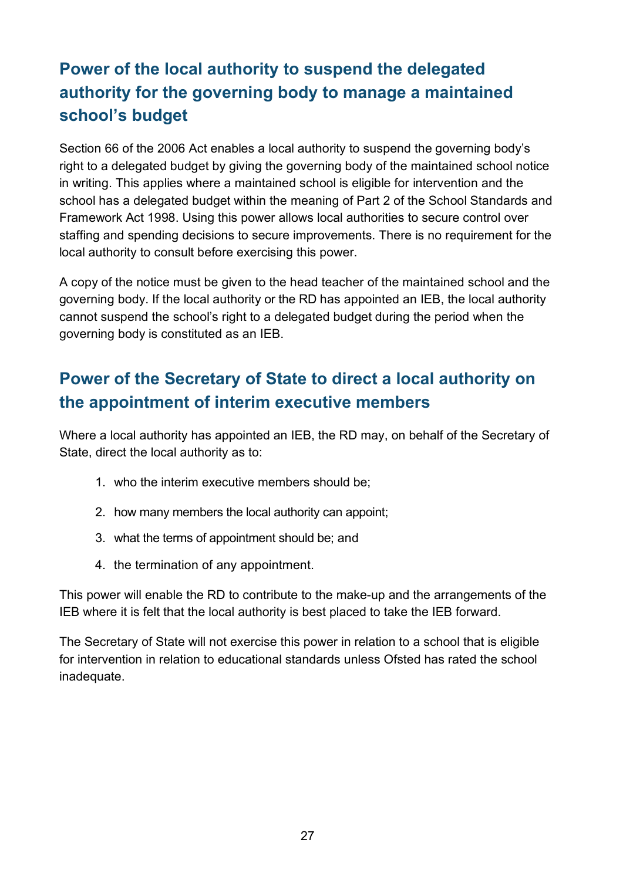## Power of the local authority to suspend the delegated authority for the governing body to manage a maintained school's budget

Section 66 of the 2006 Act enables a local authority to suspend the governing body's right to a delegated budget by giving the governing body of the maintained school notice in writing. This applies where a maintained school is eligible for intervention and the school has a delegated budget within the meaning of Part 2 of the School Standards and Framework Act 1998. Using this power allows local authorities to secure control over staffing and spending decisions to secure improvements. There is no requirement for the local authority to consult before exercising this power.

A copy of the notice must be given to the head teacher of the maintained school and the governing body. If the local authority or the RD has appointed an IEB, the local authority cannot suspend the school's right to a delegated budget during the period when the governing body is constituted as an IEB.

## Power of the Secretary of State to direct a local authority on the appointment of interim executive members

Where a local authority has appointed an IEB, the RD may, on behalf of the Secretary of State, direct the local authority as to:

1. who the interim executive members should be;
2. how many members the local authority can appoint;
3. what the terms of appointment should be; and
4. the termination of any appointment.

This power will enable the RD to contribute to the make-up and the arrangements of the IEB where it is felt that the local authority is best placed to take the IEB forward.

The Secretary of State will not exercise this power in relation to a school that is eligible for intervention in relation to educational standards unless Ofsted has rated the school inadequate.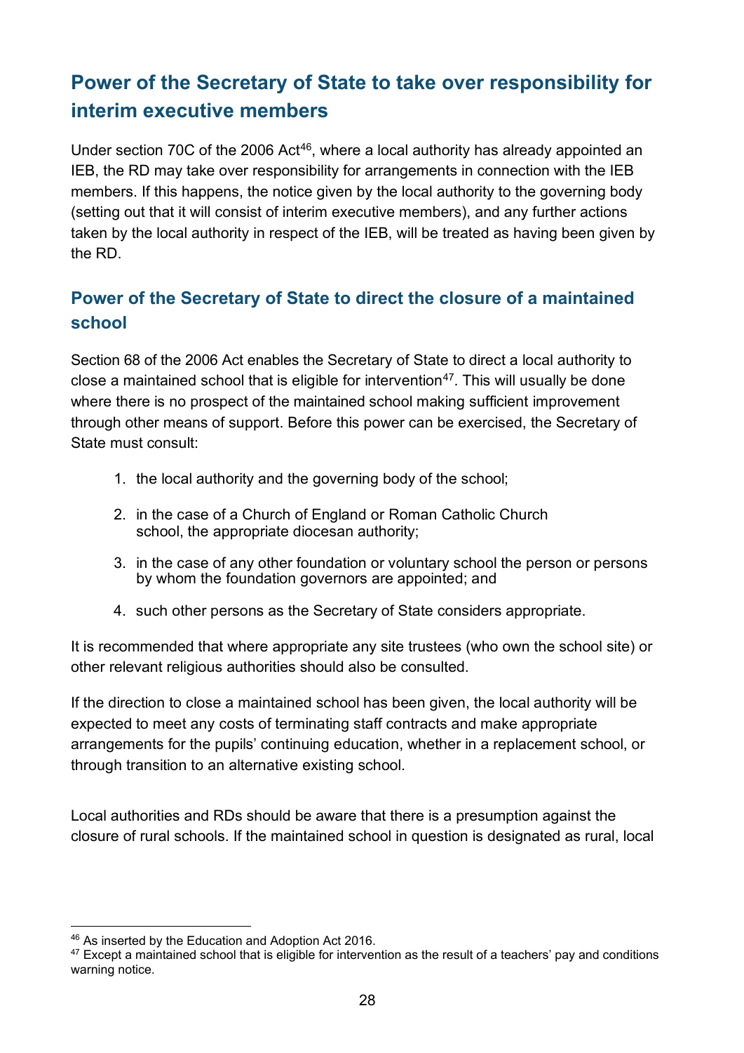## Power of the Secretary of State to take over responsibility for interim executive members

Under section 70C of the 2006 Act[46], where a local authority has already appointed an IEB, the RD may take over responsibility for arrangements in connection with the IEB members. If this happens, the notice given by the local authority to the governing body (setting out that it will consist of interim executive members), and any further actions taken by the local authority in respect of the IEB, will be treated as having been given by the RD.

### Power of the Secretary of State to direct the closure of a maintained school

Section 68 of the 2006 Act enables the Secretary of State to direct a local authority to close a maintained school that is eligible for intervention[47]. This will usually be done where there is no prospect of the maintained school making sufficient improvement through other means of support. Before this power can be exercised, the Secretary of State must consult:

1. the local authority and the governing body of the school;
2. in the case of a Church of England or Roman Catholic Church school, the appropriate diocesan authority;
3. in the case of any other foundation or voluntary school the person or persons by whom the foundation governors are appointed; and
4. such other persons as the Secretary of State considers appropriate.

It is recommended that where appropriate any site trustees (who own the school site) or other relevant religious authorities should also be consulted.

If the direction to close a maintained school has been given, the local authority will be expected to meet any costs of terminating staff contracts and make appropriate arrangements for the pupils' continuing education, whether in a replacement school, or through transition to an alternative existing school.

Local authorities and RDs should be aware that there is a presumption against the closure of rural schools. If the maintained school in question is designated as rural, local

[46] As inserted by the Education and Adoption Act 2016.

[47] Except a maintained school that is eligible for intervention as the result of a teachers' pay and conditions warning notice.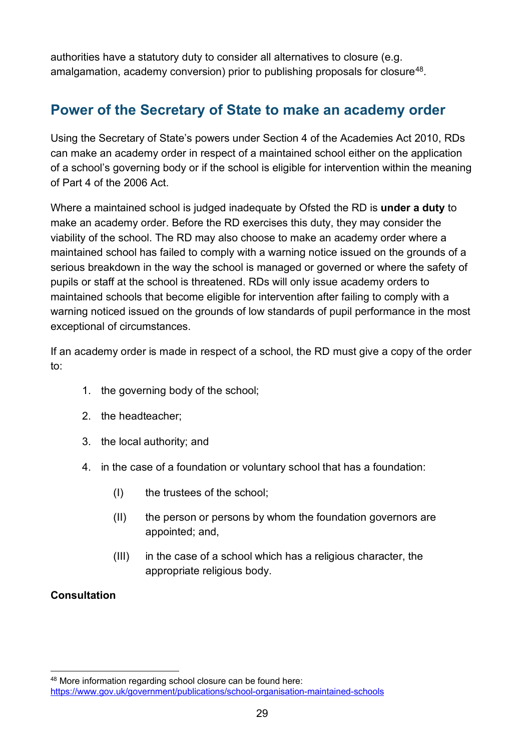authorities have a statutory duty to consider all alternatives to closure (e.g. amalgamation, academy conversion) prior to publishing proposals for closure[48].

## Power of the Secretary of State to make an academy order

Using the Secretary of State's powers under Section 4 of the Academies Act 2010, RDs can make an academy order in respect of a maintained school either on the application of a school's governing body or if the school is eligible for intervention within the meaning of Part 4 of the 2006 Act.

Where a maintained school is judged inadequate by Ofsted the RD is **under a duty** to make an academy order. Before the RD exercises this duty, they may consider the viability of the school. The RD may also choose to make an academy order where a maintained school has failed to comply with a warning notice issued on the grounds of a serious breakdown in the way the school is managed or governed or where the safety of pupils or staff at the school is threatened. RDs will only issue academy orders to maintained schools that become eligible for intervention after failing to comply with a warning noticed issued on the grounds of low standards of pupil performance in the most exceptional of circumstances.

If an academy order is made in respect of a school, the RD must give a copy of the order to:

1. the governing body of the school;
2. the headteacher;
3. the local authority; and
4. in the case of a foundation or voluntary school that has a foundation:
   - (I) the trustees of the school;
   - (II) the person or persons by whom the foundation governors are appointed; and,
   - (III) in the case of a school which has a religious character, the appropriate religious body.

**Consultation**

[48] More information regarding school closure can be found here: https://www.gov.uk/government/publications/school-organisation-maintained-schools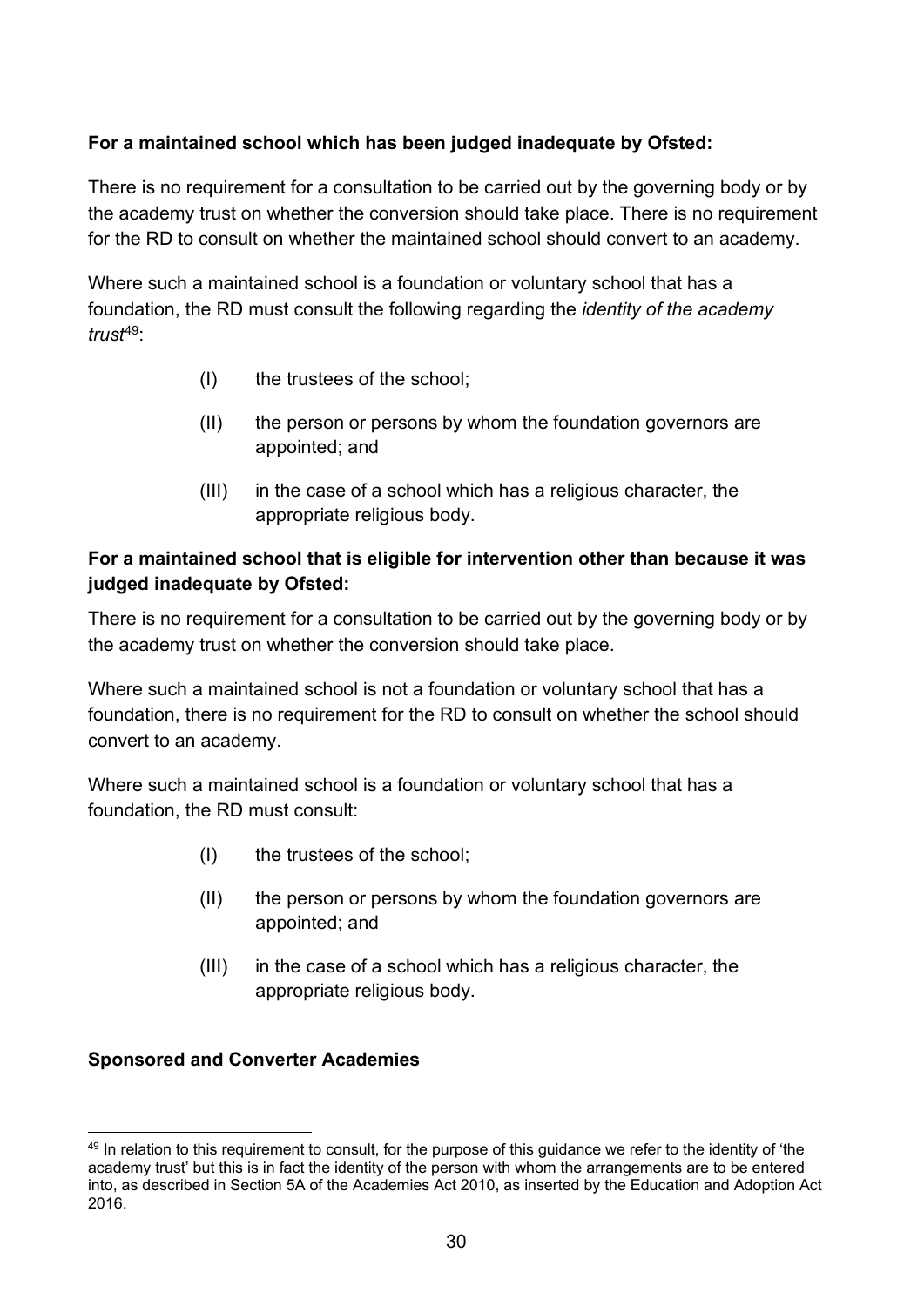**For a maintained school which has been judged inadequate by Ofsted:**

There is no requirement for a consultation to be carried out by the governing body or by the academy trust on whether the conversion should take place. There is no requirement for the RD to consult on whether the maintained school should convert to an academy.

Where such a maintained school is a foundation or voluntary school that has a foundation, the RD must consult the following regarding the *identity of the academy trust*[49]:

(I) the trustees of the school;

(II) the person or persons by whom the foundation governors are appointed; and

(III) in the case of a school which has a religious character, the appropriate religious body.

**For a maintained school that is eligible for intervention other than because it was judged inadequate by Ofsted:**

There is no requirement for a consultation to be carried out by the governing body or by the academy trust on whether the conversion should take place.

Where such a maintained school is not a foundation or voluntary school that has a foundation, there is no requirement for the RD to consult on whether the school should convert to an academy.

Where such a maintained school is a foundation or voluntary school that has a foundation, the RD must consult:

(I) the trustees of the school;

(II) the person or persons by whom the foundation governors are appointed; and

(III) in the case of a school which has a religious character, the appropriate religious body.

**Sponsored and Converter Academies**

---

[49] In relation to this requirement to consult, for the purpose of this guidance we refer to the identity of 'the academy trust' but this is in fact the identity of the person with whom the arrangements are to be entered into, as described in Section 5A of the Academies Act 2010, as inserted by the Education and Adoption Act 2016.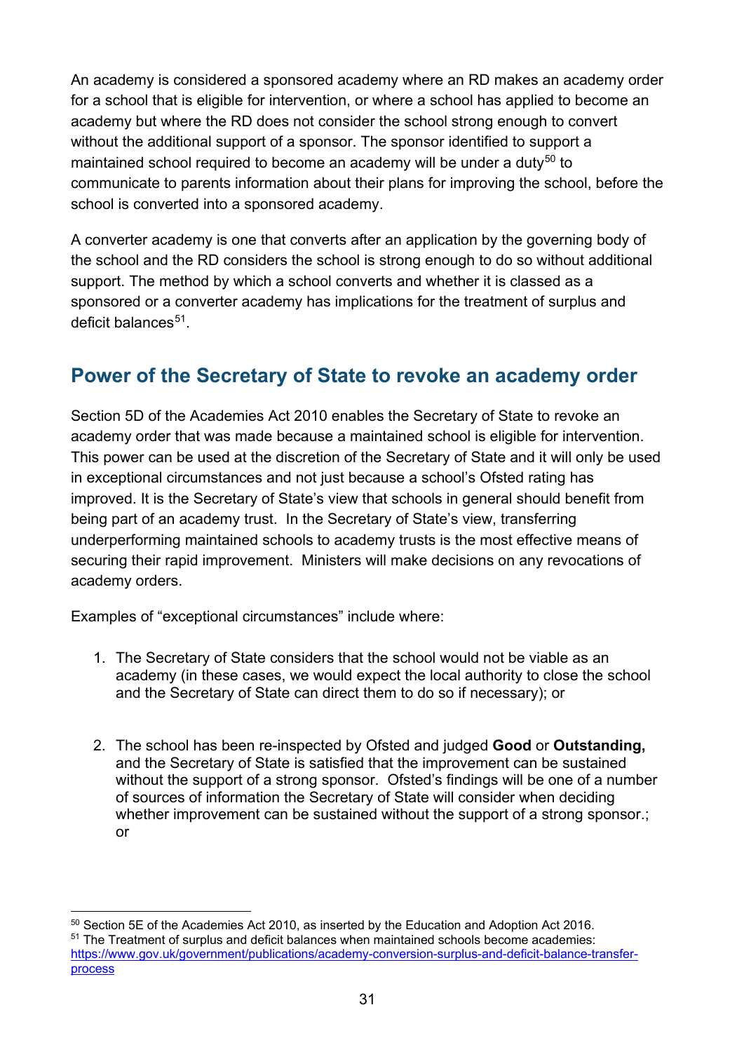An academy is considered a sponsored academy where an RD makes an academy order for a school that is eligible for intervention, or where a school has applied to become an academy but where the RD does not consider the school strong enough to convert without the additional support of a sponsor. The sponsor identified to support a maintained school required to become an academy will be under a duty[50] to communicate to parents information about their plans for improving the school, before the school is converted into a sponsored academy.

A converter academy is one that converts after an application by the governing body of the school and the RD considers the school is strong enough to do so without additional support. The method by which a school converts and whether it is classed as a sponsored or a converter academy has implications for the treatment of surplus and deficit balances[51].

## Power of the Secretary of State to revoke an academy order

Section 5D of the Academies Act 2010 enables the Secretary of State to revoke an academy order that was made because a maintained school is eligible for intervention. This power can be used at the discretion of the Secretary of State and it will only be used in exceptional circumstances and not just because a school's Ofsted rating has improved. It is the Secretary of State's view that schools in general should benefit from being part of an academy trust. In the Secretary of State's view, transferring underperforming maintained schools to academy trusts is the most effective means of securing their rapid improvement. Ministers will make decisions on any revocations of academy orders.

Examples of "exceptional circumstances" include where:

1. The Secretary of State considers that the school would not be viable as an academy (in these cases, we would expect the local authority to close the school and the Secretary of State can direct them to do so if necessary); or

2. The school has been re-inspected by Ofsted and judged **Good** or **Outstanding,** and the Secretary of State is satisfied that the improvement can be sustained without the support of a strong sponsor. Ofsted's findings will be one of a number of sources of information the Secretary of State will consider when deciding whether improvement can be sustained without the support of a strong sponsor.; or

---

[50] Section 5E of the Academies Act 2010, as inserted by the Education and Adoption Act 2016.

[51] The Treatment of surplus and deficit balances when maintained schools become academies: [https://www.gov.uk/government/publications/academy-conversion-surplus-and-deficit-balance-transfer-process](https://www.gov.uk/government/publications/academy-conversion-surplus-and-deficit-balance-transfer-process)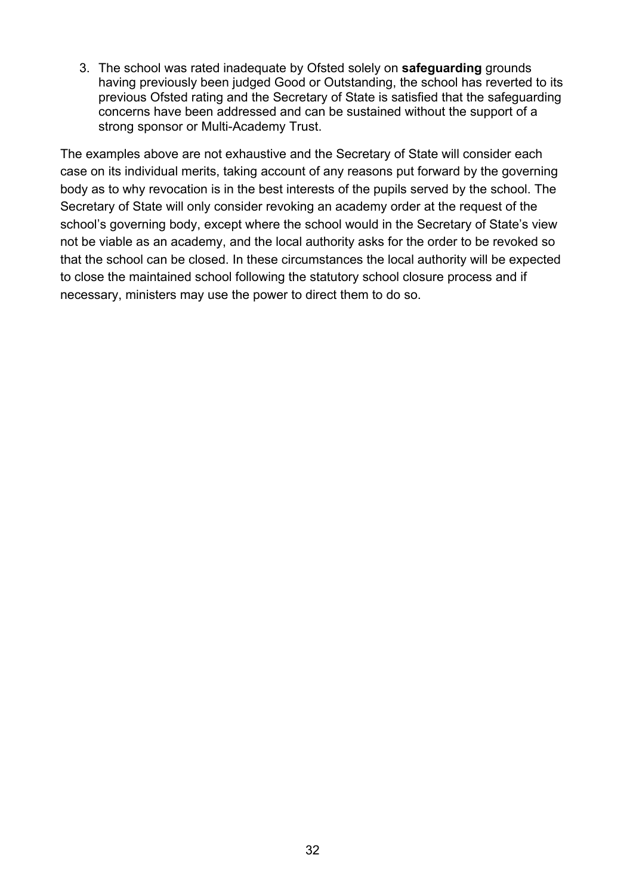3. The school was rated inadequate by Ofsted solely on **safeguarding** grounds having previously been judged Good or Outstanding, the school has reverted to its previous Ofsted rating and the Secretary of State is satisfied that the safeguarding concerns have been addressed and can be sustained without the support of a strong sponsor or Multi-Academy Trust.

The examples above are not exhaustive and the Secretary of State will consider each case on its individual merits, taking account of any reasons put forward by the governing body as to why revocation is in the best interests of the pupils served by the school. The Secretary of State will only consider revoking an academy order at the request of the school's governing body, except where the school would in the Secretary of State's view not be viable as an academy, and the local authority asks for the order to be revoked so that the school can be closed. In these circumstances the local authority will be expected to close the maintained school following the statutory school closure process and if necessary, ministers may use the power to direct them to do so.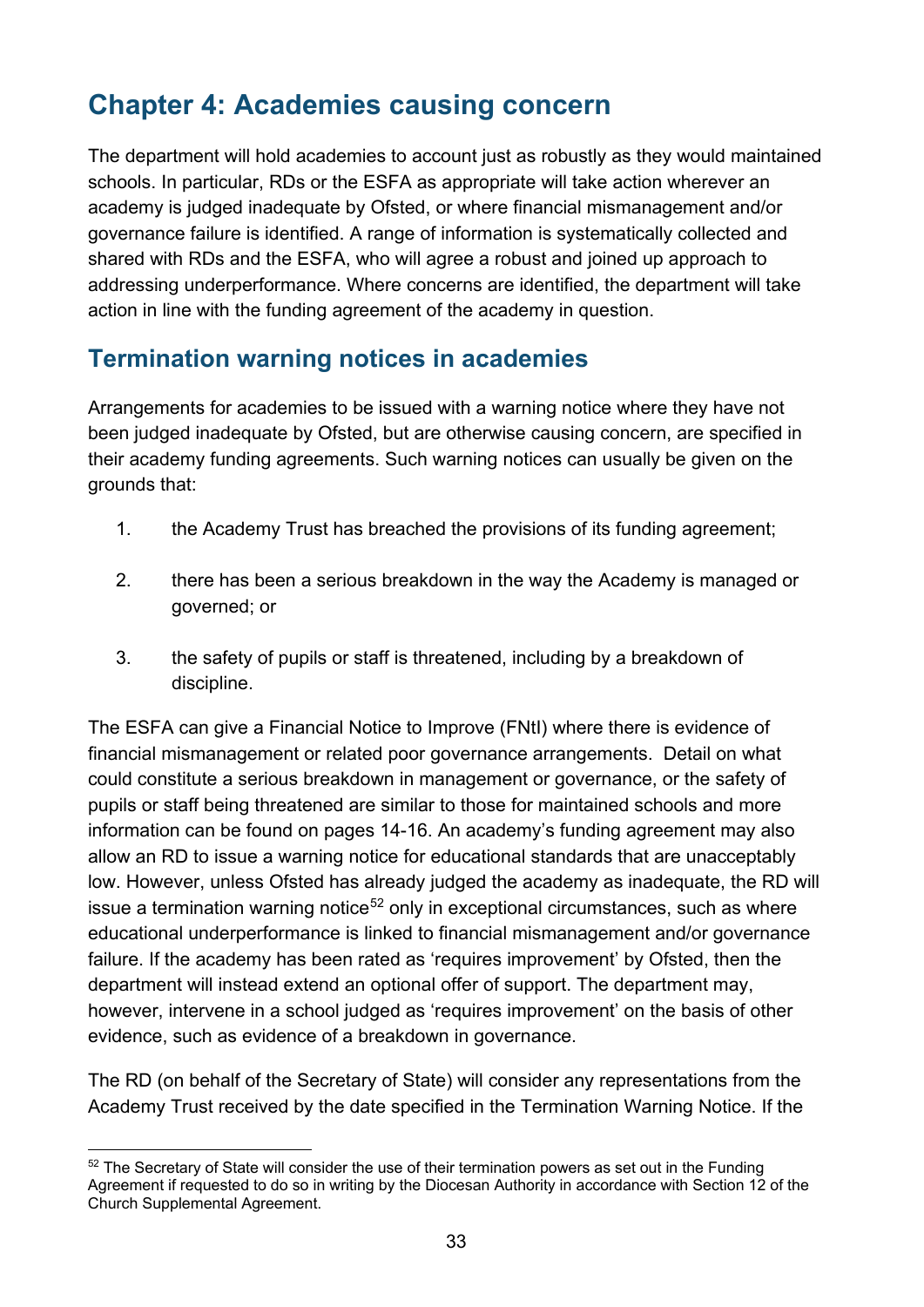# Chapter 4: Academies causing concern

The department will hold academies to account just as robustly as they would maintained schools. In particular, RDs or the ESFA as appropriate will take action wherever an academy is judged inadequate by Ofsted, or where financial mismanagement and/or governance failure is identified. A range of information is systematically collected and shared with RDs and the ESFA, who will agree a robust and joined up approach to addressing underperformance. Where concerns are identified, the department will take action in line with the funding agreement of the academy in question.

## Termination warning notices in academies

Arrangements for academies to be issued with a warning notice where they have not been judged inadequate by Ofsted, but are otherwise causing concern, are specified in their academy funding agreements. Such warning notices can usually be given on the grounds that:

1. the Academy Trust has breached the provisions of its funding agreement;
2. there has been a serious breakdown in the way the Academy is managed or governed; or
3. the safety of pupils or staff is threatened, including by a breakdown of discipline.

The ESFA can give a Financial Notice to Improve (FNtI) where there is evidence of financial mismanagement or related poor governance arrangements. Detail on what could constitute a serious breakdown in management or governance, or the safety of pupils or staff being threatened are similar to those for maintained schools and more information can be found on pages 14-16. An academy's funding agreement may also allow an RD to issue a warning notice for educational standards that are unacceptably low. However, unless Ofsted has already judged the academy as inadequate, the RD will issue a termination warning notice[52] only in exceptional circumstances, such as where educational underperformance is linked to financial mismanagement and/or governance failure. If the academy has been rated as 'requires improvement' by Ofsted, then the department will instead extend an optional offer of support. The department may, however, intervene in a school judged as 'requires improvement' on the basis of other evidence, such as evidence of a breakdown in governance.

The RD (on behalf of the Secretary of State) will consider any representations from the Academy Trust received by the date specified in the Termination Warning Notice. If the

[52] The Secretary of State will consider the use of their termination powers as set out in the Funding Agreement if requested to do so in writing by the Diocesan Authority in accordance with Section 12 of the Church Supplemental Agreement.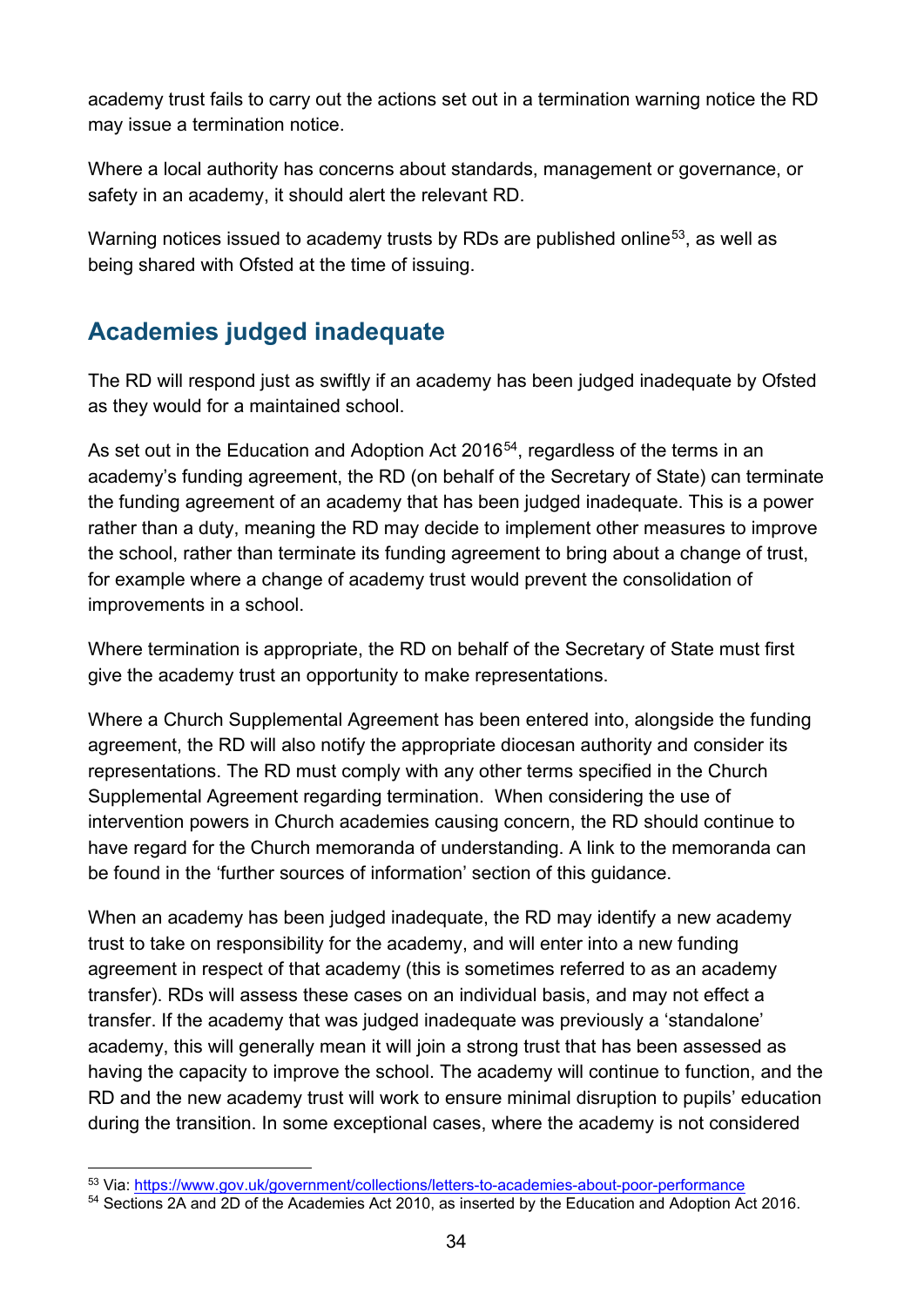academy trust fails to carry out the actions set out in a termination warning notice the RD may issue a termination notice.

Where a local authority has concerns about standards, management or governance, or safety in an academy, it should alert the relevant RD.

Warning notices issued to academy trusts by RDs are published online[53], as well as being shared with Ofsted at the time of issuing.

## Academies judged inadequate

The RD will respond just as swiftly if an academy has been judged inadequate by Ofsted as they would for a maintained school.

As set out in the Education and Adoption Act 2016[54], regardless of the terms in an academy's funding agreement, the RD (on behalf of the Secretary of State) can terminate the funding agreement of an academy that has been judged inadequate. This is a power rather than a duty, meaning the RD may decide to implement other measures to improve the school, rather than terminate its funding agreement to bring about a change of trust, for example where a change of academy trust would prevent the consolidation of improvements in a school.

Where termination is appropriate, the RD on behalf of the Secretary of State must first give the academy trust an opportunity to make representations.

Where a Church Supplemental Agreement has been entered into, alongside the funding agreement, the RD will also notify the appropriate diocesan authority and consider its representations. The RD must comply with any other terms specified in the Church Supplemental Agreement regarding termination. When considering the use of intervention powers in Church academies causing concern, the RD should continue to have regard for the Church memoranda of understanding. A link to the memoranda can be found in the 'further sources of information' section of this guidance.

When an academy has been judged inadequate, the RD may identify a new academy trust to take on responsibility for the academy, and will enter into a new funding agreement in respect of that academy (this is sometimes referred to as an academy transfer). RDs will assess these cases on an individual basis, and may not effect a transfer. If the academy that was judged inadequate was previously a 'standalone' academy, this will generally mean it will join a strong trust that has been assessed as having the capacity to improve the school. The academy will continue to function, and the RD and the new academy trust will work to ensure minimal disruption to pupils' education during the transition. In some exceptional cases, where the academy is not considered

---

[53] Via: https://www.gov.uk/government/collections/letters-to-academies-about-poor-performance

[54] Sections 2A and 2D of the Academies Act 2010, as inserted by the Education and Adoption Act 2016.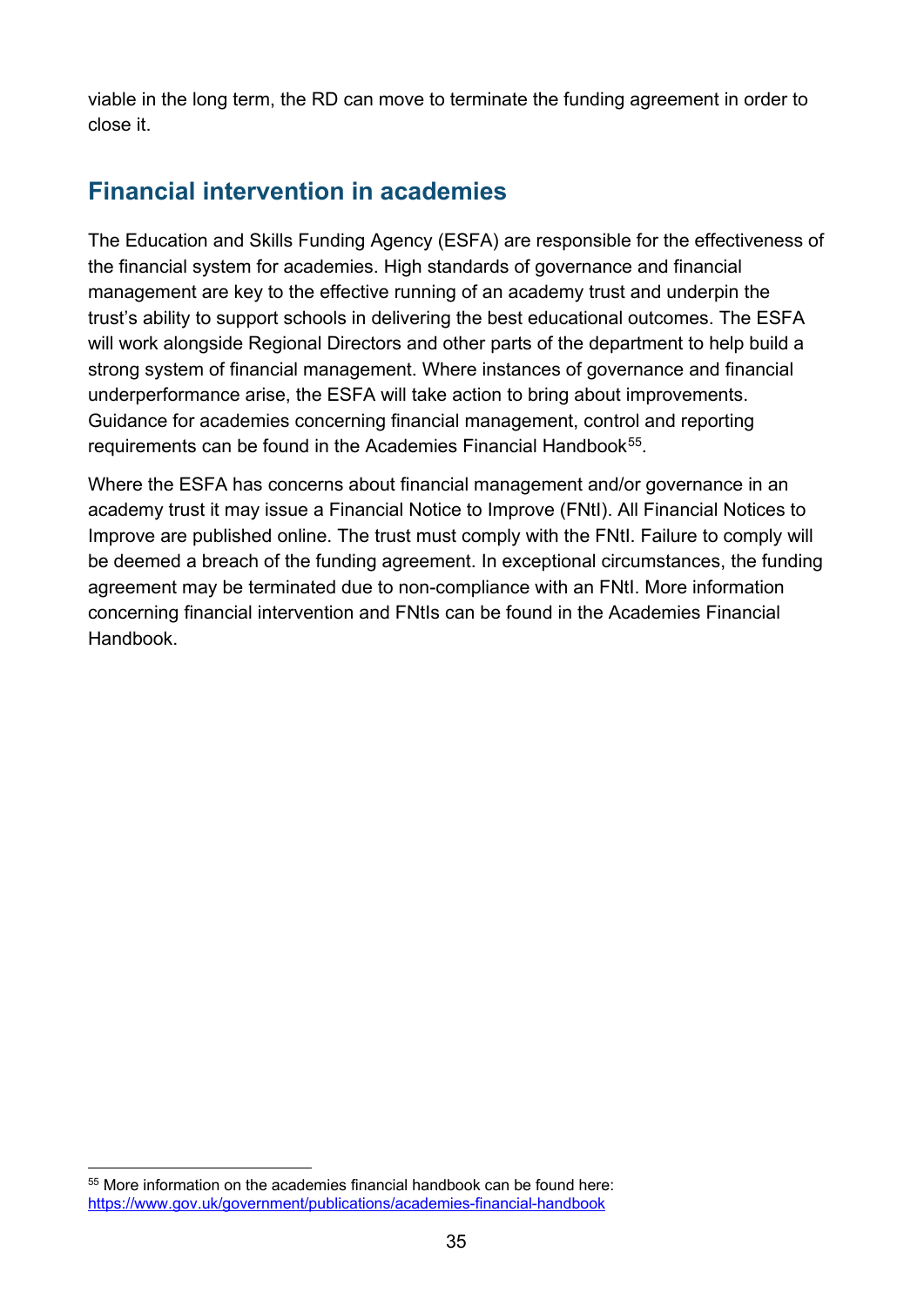viable in the long term, the RD can move to terminate the funding agreement in order to close it.

## Financial intervention in academies

The Education and Skills Funding Agency (ESFA) are responsible for the effectiveness of the financial system for academies. High standards of governance and financial management are key to the effective running of an academy trust and underpin the trust's ability to support schools in delivering the best educational outcomes. The ESFA will work alongside Regional Directors and other parts of the department to help build a strong system of financial management. Where instances of governance and financial underperformance arise, the ESFA will take action to bring about improvements. Guidance for academies concerning financial management, control and reporting requirements can be found in the Academies Financial Handbook[55].

Where the ESFA has concerns about financial management and/or governance in an academy trust it may issue a Financial Notice to Improve (FNtI). All Financial Notices to Improve are published online. The trust must comply with the FNtI. Failure to comply will be deemed a breach of the funding agreement. In exceptional circumstances, the funding agreement may be terminated due to non-compliance with an FNtI. More information concerning financial intervention and FNtIs can be found in the Academies Financial Handbook.

---

[55] More information on the academies financial handbook can be found here: https://www.gov.uk/government/publications/academies-financial-handbook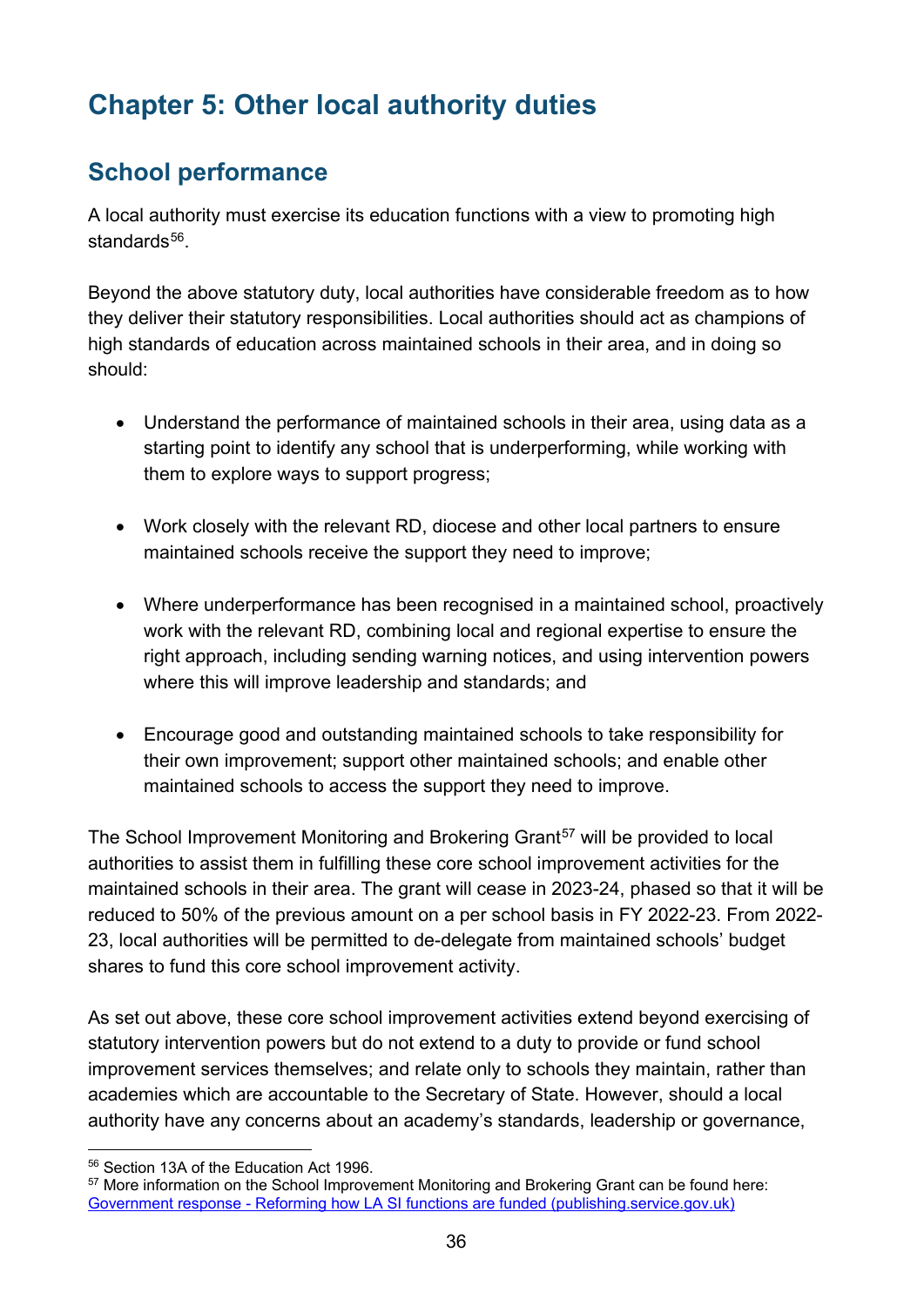# Chapter 5: Other local authority duties

## School performance

A local authority must exercise its education functions with a view to promoting high standards[56].

Beyond the above statutory duty, local authorities have considerable freedom as to how they deliver their statutory responsibilities. Local authorities should act as champions of high standards of education across maintained schools in their area, and in doing so should:

- Understand the performance of maintained schools in their area, using data as a starting point to identify any school that is underperforming, while working with them to explore ways to support progress;

- Work closely with the relevant RD, diocese and other local partners to ensure maintained schools receive the support they need to improve;

- Where underperformance has been recognised in a maintained school, proactively work with the relevant RD, combining local and regional expertise to ensure the right approach, including sending warning notices, and using intervention powers where this will improve leadership and standards; and

- Encourage good and outstanding maintained schools to take responsibility for their own improvement; support other maintained schools; and enable other maintained schools to access the support they need to improve.

The School Improvement Monitoring and Brokering Grant[57] will be provided to local authorities to assist them in fulfilling these core school improvement activities for the maintained schools in their area. The grant will cease in 2023-24, phased so that it will be reduced to 50% of the previous amount on a per school basis in FY 2022-23. From 2022-23, local authorities will be permitted to de-delegate from maintained schools' budget shares to fund this core school improvement activity.

As set out above, these core school improvement activities extend beyond exercising of statutory intervention powers but do not extend to a duty to provide or fund school improvement services themselves; and relate only to schools they maintain, rather than academies which are accountable to the Secretary of State. However, should a local authority have any concerns about an academy's standards, leadership or governance,

---

[56] Section 13A of the Education Act 1996.

[57] More information on the School Improvement Monitoring and Brokering Grant can be found here: [Government response - Reforming how LA SI functions are funded (publishing.service.gov.uk)](publishing.service.gov.uk)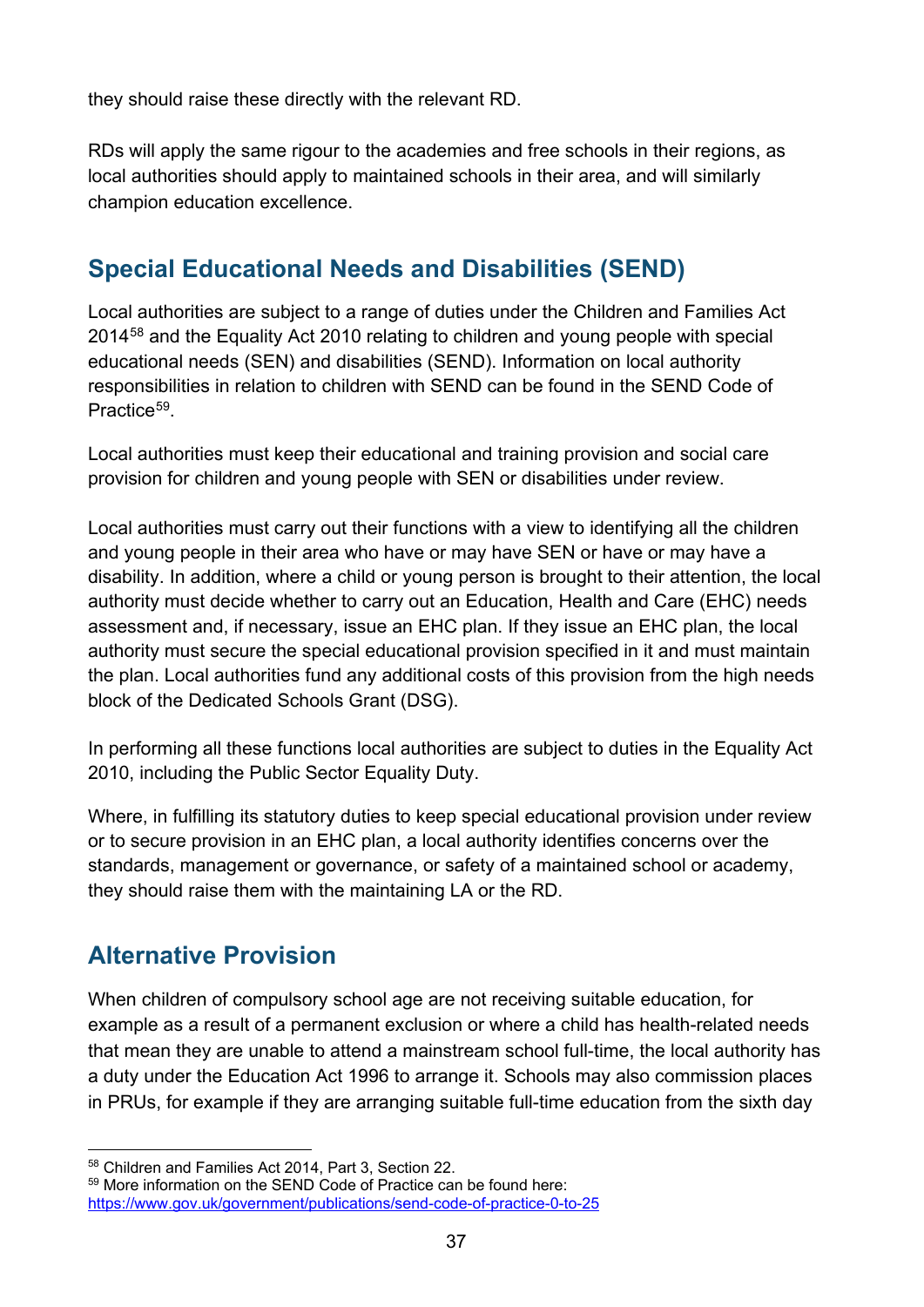they should raise these directly with the relevant RD.

RDs will apply the same rigour to the academies and free schools in their regions, as local authorities should apply to maintained schools in their area, and will similarly champion education excellence.

## Special Educational Needs and Disabilities (SEND)

Local authorities are subject to a range of duties under the Children and Families Act 2014[58] and the Equality Act 2010 relating to children and young people with special educational needs (SEN) and disabilities (SEND). Information on local authority responsibilities in relation to children with SEND can be found in the SEND Code of Practice[59].

Local authorities must keep their educational and training provision and social care provision for children and young people with SEN or disabilities under review.

Local authorities must carry out their functions with a view to identifying all the children and young people in their area who have or may have SEN or have or may have a disability. In addition, where a child or young person is brought to their attention, the local authority must decide whether to carry out an Education, Health and Care (EHC) needs assessment and, if necessary, issue an EHC plan. If they issue an EHC plan, the local authority must secure the special educational provision specified in it and must maintain the plan. Local authorities fund any additional costs of this provision from the high needs block of the Dedicated Schools Grant (DSG).

In performing all these functions local authorities are subject to duties in the Equality Act 2010, including the Public Sector Equality Duty.

Where, in fulfilling its statutory duties to keep special educational provision under review or to secure provision in an EHC plan, a local authority identifies concerns over the standards, management or governance, or safety of a maintained school or academy, they should raise them with the maintaining LA or the RD.

## Alternative Provision

When children of compulsory school age are not receiving suitable education, for example as a result of a permanent exclusion or where a child has health-related needs that mean they are unable to attend a mainstream school full-time, the local authority has a duty under the Education Act 1996 to arrange it. Schools may also commission places in PRUs, for example if they are arranging suitable full-time education from the sixth day

---

[58] Children and Families Act 2014, Part 3, Section 22.

[59] More information on the SEND Code of Practice can be found here: https://www.gov.uk/government/publications/send-code-of-practice-0-to-25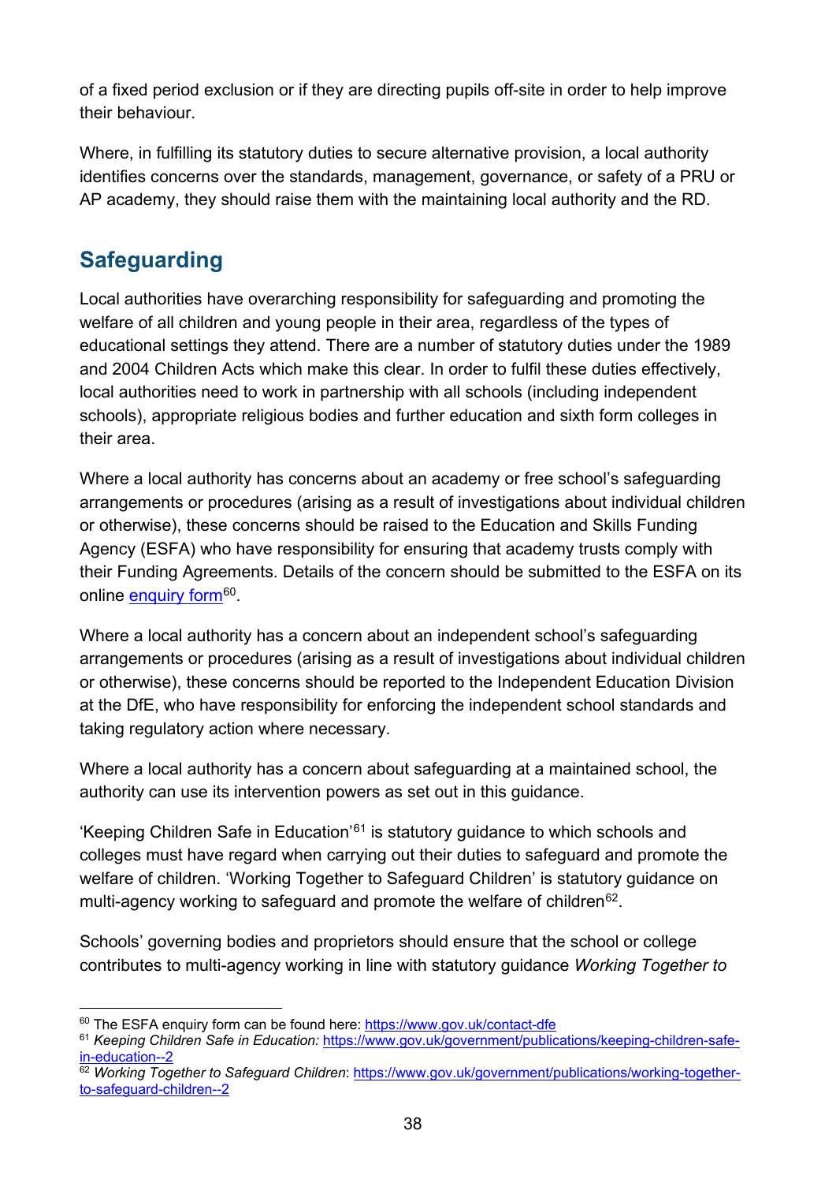of a fixed period exclusion or if they are directing pupils off-site in order to help improve their behaviour.

Where, in fulfilling its statutory duties to secure alternative provision, a local authority identifies concerns over the standards, management, governance, or safety of a PRU or AP academy, they should raise them with the maintaining local authority and the RD.

## Safeguarding

Local authorities have overarching responsibility for safeguarding and promoting the welfare of all children and young people in their area, regardless of the types of educational settings they attend. There are a number of statutory duties under the 1989 and 2004 Children Acts which make this clear. In order to fulfil these duties effectively, local authorities need to work in partnership with all schools (including independent schools), appropriate religious bodies and further education and sixth form colleges in their area.

Where a local authority has concerns about an academy or free school's safeguarding arrangements or procedures (arising as a result of investigations about individual children or otherwise), these concerns should be raised to the Education and Skills Funding Agency (ESFA) who have responsibility for ensuring that academy trusts comply with their Funding Agreements. Details of the concern should be submitted to the ESFA on its online [enquiry form](https://www.gov.uk/contact-dfe)[60].

Where a local authority has a concern about an independent school's safeguarding arrangements or procedures (arising as a result of investigations about individual children or otherwise), these concerns should be reported to the Independent Education Division at the DfE, who have responsibility for enforcing the independent school standards and taking regulatory action where necessary.

Where a local authority has a concern about safeguarding at a maintained school, the authority can use its intervention powers as set out in this guidance.

'Keeping Children Safe in Education'[61] is statutory guidance to which schools and colleges must have regard when carrying out their duties to safeguard and promote the welfare of children. 'Working Together to Safeguard Children' is statutory guidance on multi-agency working to safeguard and promote the welfare of children[62].

Schools' governing bodies and proprietors should ensure that the school or college contributes to multi-agency working in line with statutory guidance *Working Together to*

---

[60] The ESFA enquiry form can be found here: https://www.gov.uk/contact-dfe

[61] *Keeping Children Safe in Education:* https://www.gov.uk/government/publications/keeping-children-safe-in-education--2

[62] *Working Together to Safeguard Children*: https://www.gov.uk/government/publications/working-together-to-safeguard-children--2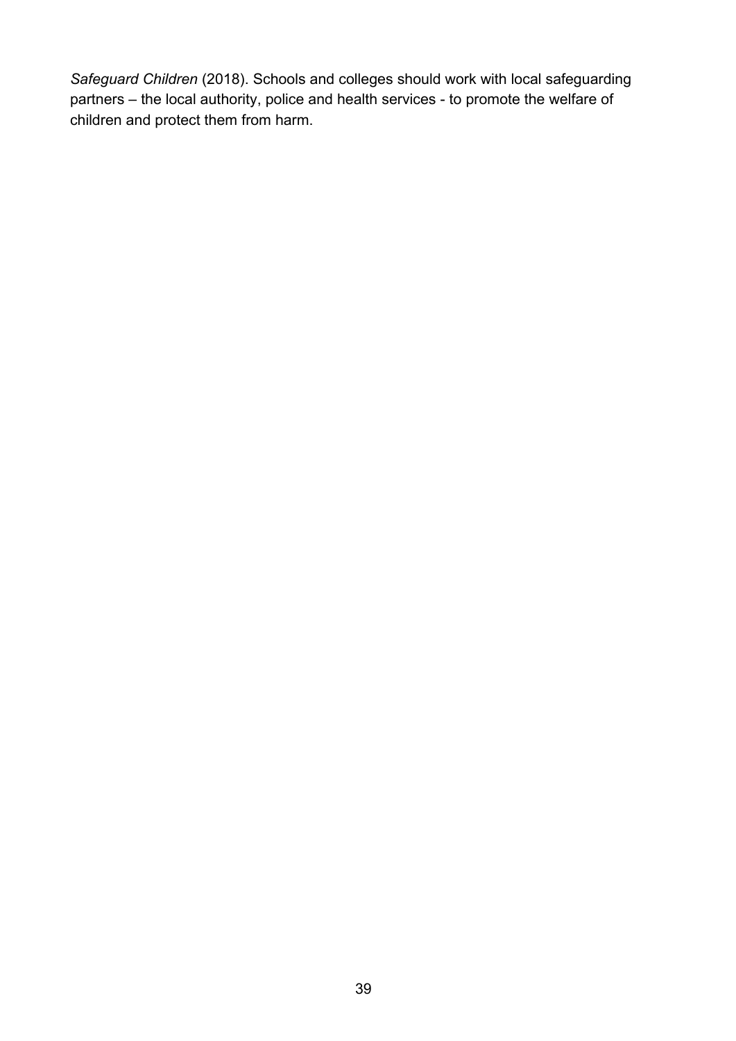*Safeguard Children* (2018). Schools and colleges should work with local safeguarding partners – the local authority, police and health services - to promote the welfare of children and protect them from harm.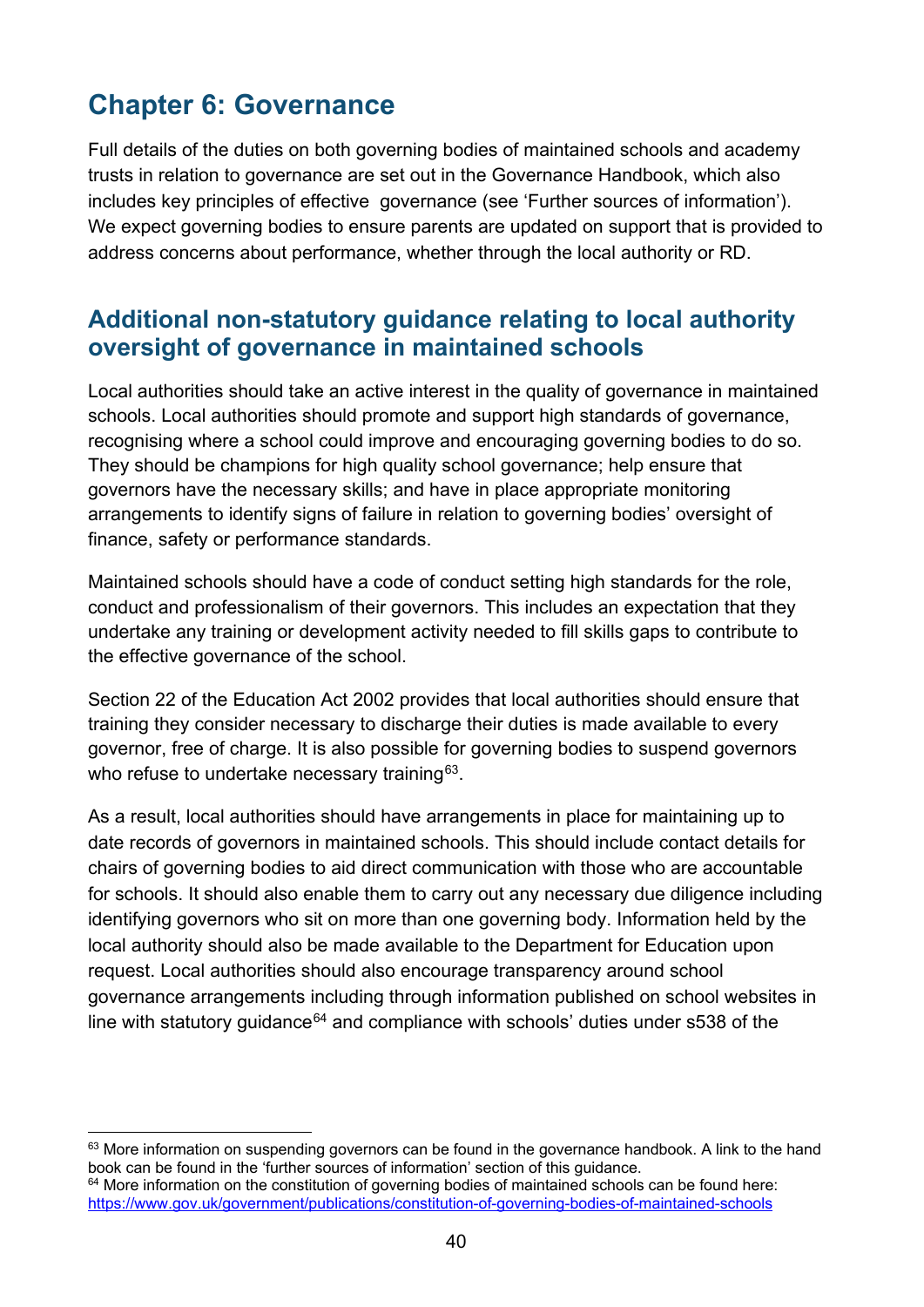# Chapter 6: Governance

Full details of the duties on both governing bodies of maintained schools and academy trusts in relation to governance are set out in the Governance Handbook, which also includes key principles of effective governance (see 'Further sources of information'). We expect governing bodies to ensure parents are updated on support that is provided to address concerns about performance, whether through the local authority or RD.

## Additional non-statutory guidance relating to local authority oversight of governance in maintained schools

Local authorities should take an active interest in the quality of governance in maintained schools. Local authorities should promote and support high standards of governance, recognising where a school could improve and encouraging governing bodies to do so. They should be champions for high quality school governance; help ensure that governors have the necessary skills; and have in place appropriate monitoring arrangements to identify signs of failure in relation to governing bodies' oversight of finance, safety or performance standards.

Maintained schools should have a code of conduct setting high standards for the role, conduct and professionalism of their governors. This includes an expectation that they undertake any training or development activity needed to fill skills gaps to contribute to the effective governance of the school.

Section 22 of the Education Act 2002 provides that local authorities should ensure that training they consider necessary to discharge their duties is made available to every governor, free of charge. It is also possible for governing bodies to suspend governors who refuse to undertake necessary training[63].

As a result, local authorities should have arrangements in place for maintaining up to date records of governors in maintained schools. This should include contact details for chairs of governing bodies to aid direct communication with those who are accountable for schools. It should also enable them to carry out any necessary due diligence including identifying governors who sit on more than one governing body. Information held by the local authority should also be made available to the Department for Education upon request. Local authorities should also encourage transparency around school governance arrangements including through information published on school websites in line with statutory guidance[64] and compliance with schools' duties under s538 of the

---

[63] More information on suspending governors can be found in the governance handbook. A link to the hand book can be found in the 'further sources of information' section of this guidance.

[64] More information on the constitution of governing bodies of maintained schools can be found here: https://www.gov.uk/government/publications/constitution-of-governing-bodies-of-maintained-schools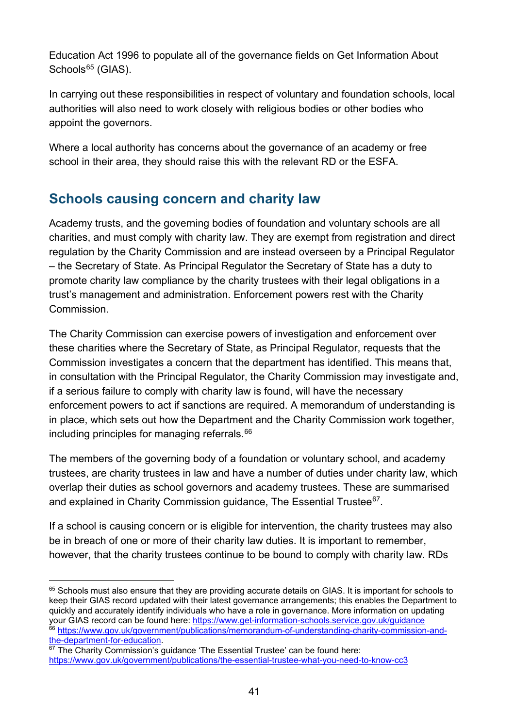Education Act 1996 to populate all of the governance fields on Get Information About Schools[65] (GIAS).

In carrying out these responsibilities in respect of voluntary and foundation schools, local authorities will also need to work closely with religious bodies or other bodies who appoint the governors.

Where a local authority has concerns about the governance of an academy or free school in their area, they should raise this with the relevant RD or the ESFA.

## Schools causing concern and charity law

Academy trusts, and the governing bodies of foundation and voluntary schools are all charities, and must comply with charity law. They are exempt from registration and direct regulation by the Charity Commission and are instead overseen by a Principal Regulator – the Secretary of State. As Principal Regulator the Secretary of State has a duty to promote charity law compliance by the charity trustees with their legal obligations in a trust's management and administration. Enforcement powers rest with the Charity Commission.

The Charity Commission can exercise powers of investigation and enforcement over these charities where the Secretary of State, as Principal Regulator, requests that the Commission investigates a concern that the department has identified. This means that, in consultation with the Principal Regulator, the Charity Commission may investigate and, if a serious failure to comply with charity law is found, will have the necessary enforcement powers to act if sanctions are required. A memorandum of understanding is in place, which sets out how the Department and the Charity Commission work together, including principles for managing referrals.[66]

The members of the governing body of a foundation or voluntary school, and academy trustees, are charity trustees in law and have a number of duties under charity law, which overlap their duties as school governors and academy trustees. These are summarised and explained in Charity Commission guidance, The Essential Trustee[67].

If a school is causing concern or is eligible for intervention, the charity trustees may also be in breach of one or more of their charity law duties. It is important to remember, however, that the charity trustees continue to be bound to comply with charity law. RDs

---

[65] Schools must also ensure that they are providing accurate details on GIAS. It is important for schools to keep their GIAS record updated with their latest governance arrangements; this enables the Department to quickly and accurately identify individuals who have a role in governance. More information on updating your GIAS record can be found here: https://www.get-information-schools.service.gov.uk/guidance

[66] https://www.gov.uk/government/publications/memorandum-of-understanding-charity-commission-and-the-department-for-education.

[67] The Charity Commission's guidance 'The Essential Trustee' can be found here: https://www.gov.uk/government/publications/the-essential-trustee-what-you-need-to-know-cc3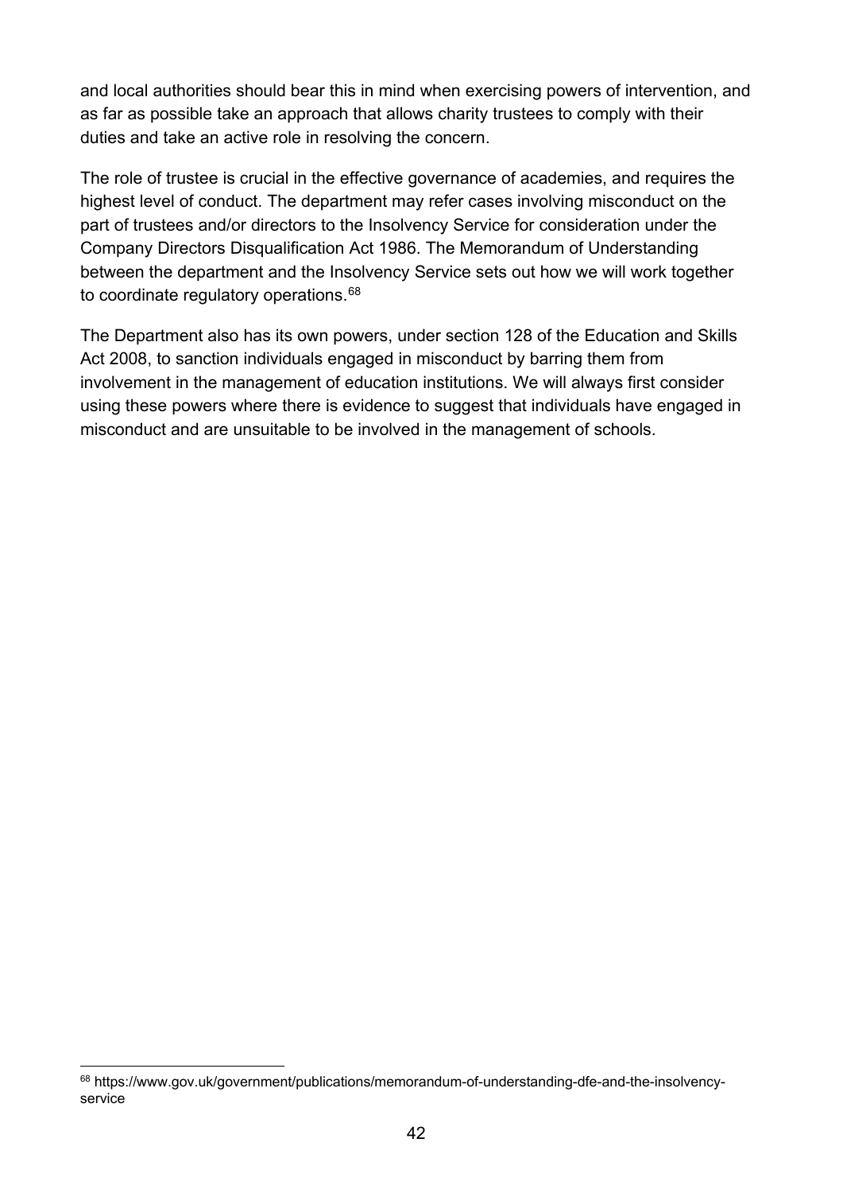and local authorities should bear this in mind when exercising powers of intervention, and as far as possible take an approach that allows charity trustees to comply with their duties and take an active role in resolving the concern.

The role of trustee is crucial in the effective governance of academies, and requires the highest level of conduct. The department may refer cases involving misconduct on the part of trustees and/or directors to the Insolvency Service for consideration under the Company Directors Disqualification Act 1986. The Memorandum of Understanding between the department and the Insolvency Service sets out how we will work together to coordinate regulatory operations.[68]

The Department also has its own powers, under section 128 of the Education and Skills Act 2008, to sanction individuals engaged in misconduct by barring them from involvement in the management of education institutions. We will always first consider using these powers where there is evidence to suggest that individuals have engaged in misconduct and are unsuitable to be involved in the management of schools.

[68] https://www.gov.uk/government/publications/memorandum-of-understanding-dfe-and-the-insolvency-service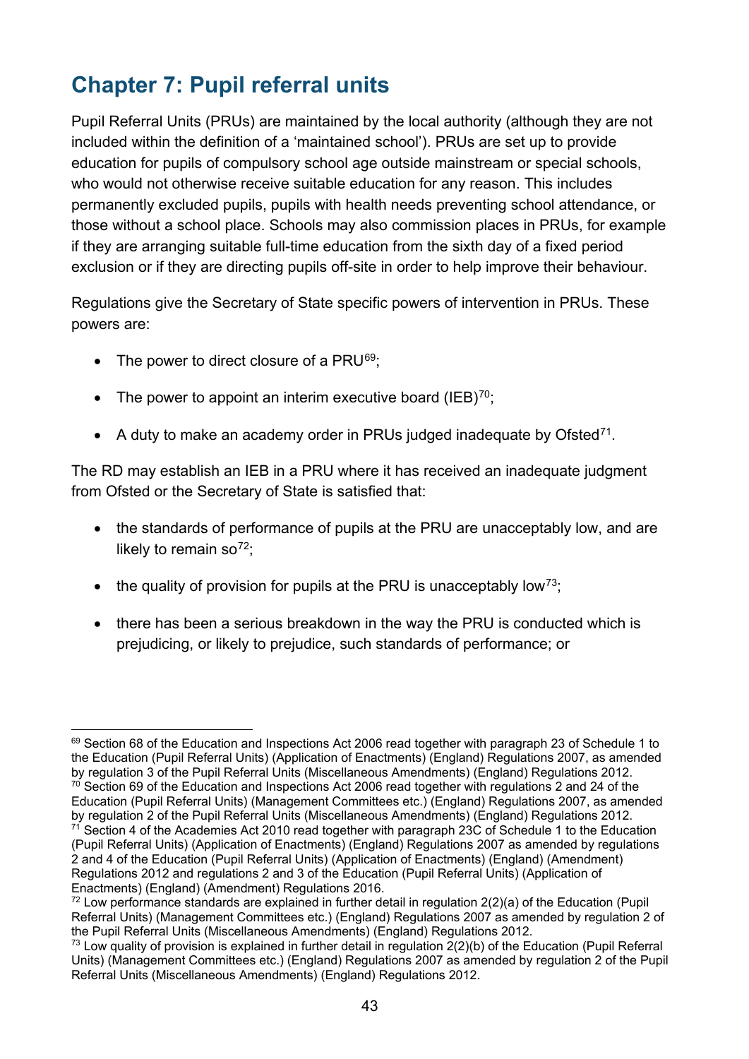## Chapter 7: Pupil referral units

Pupil Referral Units (PRUs) are maintained by the local authority (although they are not included within the definition of a 'maintained school'). PRUs are set up to provide education for pupils of compulsory school age outside mainstream or special schools, who would not otherwise receive suitable education for any reason. This includes permanently excluded pupils, pupils with health needs preventing school attendance, or those without a school place. Schools may also commission places in PRUs, for example if they are arranging suitable full-time education from the sixth day of a fixed period exclusion or if they are directing pupils off-site in order to help improve their behaviour.

Regulations give the Secretary of State specific powers of intervention in PRUs. These powers are:

- The power to direct closure of a PRU[69];
- The power to appoint an interim executive board (IEB)[70];
- A duty to make an academy order in PRUs judged inadequate by Ofsted[71].

The RD may establish an IEB in a PRU where it has received an inadequate judgment from Ofsted or the Secretary of State is satisfied that:

- the standards of performance of pupils at the PRU are unacceptably low, and are likely to remain so[72];
- the quality of provision for pupils at the PRU is unacceptably low[73];
- there has been a serious breakdown in the way the PRU is conducted which is prejudicing, or likely to prejudice, such standards of performance; or

---

[69] Section 68 of the Education and Inspections Act 2006 read together with paragraph 23 of Schedule 1 to the Education (Pupil Referral Units) (Application of Enactments) (England) Regulations 2007, as amended by regulation 3 of the Pupil Referral Units (Miscellaneous Amendments) (England) Regulations 2012.

[70] Section 69 of the Education and Inspections Act 2006 read together with regulations 2 and 24 of the Education (Pupil Referral Units) (Management Committees etc.) (England) Regulations 2007, as amended by regulation 2 of the Pupil Referral Units (Miscellaneous Amendments) (England) Regulations 2012.

[71] Section 4 of the Academies Act 2010 read together with paragraph 23C of Schedule 1 to the Education (Pupil Referral Units) (Application of Enactments) (England) Regulations 2007 as amended by regulations 2 and 4 of the Education (Pupil Referral Units) (Application of Enactments) (England) (Amendment) Regulations 2012 and regulations 2 and 3 of the Education (Pupil Referral Units) (Application of Enactments) (England) (Amendment) Regulations 2016.

[72] Low performance standards are explained in further detail in regulation 2(2)(a) of the Education (Pupil Referral Units) (Management Committees etc.) (England) Regulations 2007 as amended by regulation 2 of the Pupil Referral Units (Miscellaneous Amendments) (England) Regulations 2012.

[73] Low quality of provision is explained in further detail in regulation 2(2)(b) of the Education (Pupil Referral Units) (Management Committees etc.) (England) Regulations 2007 as amended by regulation 2 of the Pupil Referral Units (Miscellaneous Amendments) (England) Regulations 2012.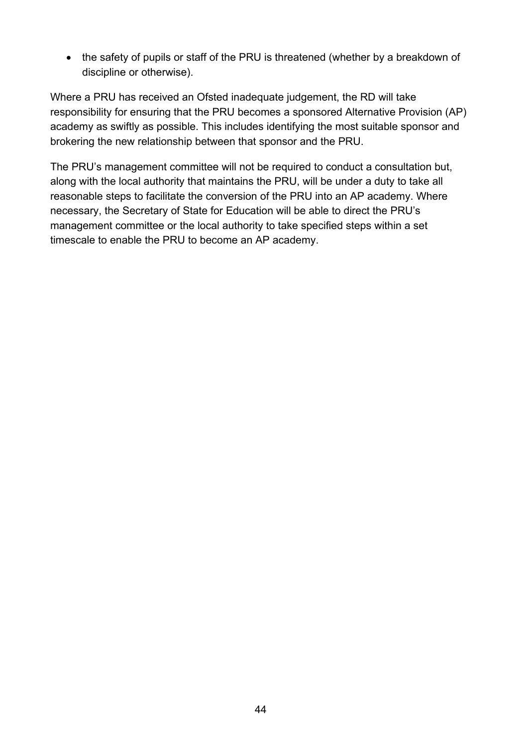- the safety of pupils or staff of the PRU is threatened (whether by a breakdown of discipline or otherwise).

Where a PRU has received an Ofsted inadequate judgement, the RD will take responsibility for ensuring that the PRU becomes a sponsored Alternative Provision (AP) academy as swiftly as possible. This includes identifying the most suitable sponsor and brokering the new relationship between that sponsor and the PRU.

The PRU's management committee will not be required to conduct a consultation but, along with the local authority that maintains the PRU, will be under a duty to take all reasonable steps to facilitate the conversion of the PRU into an AP academy. Where necessary, the Secretary of State for Education will be able to direct the PRU's management committee or the local authority to take specified steps within a set timescale to enable the PRU to become an AP academy.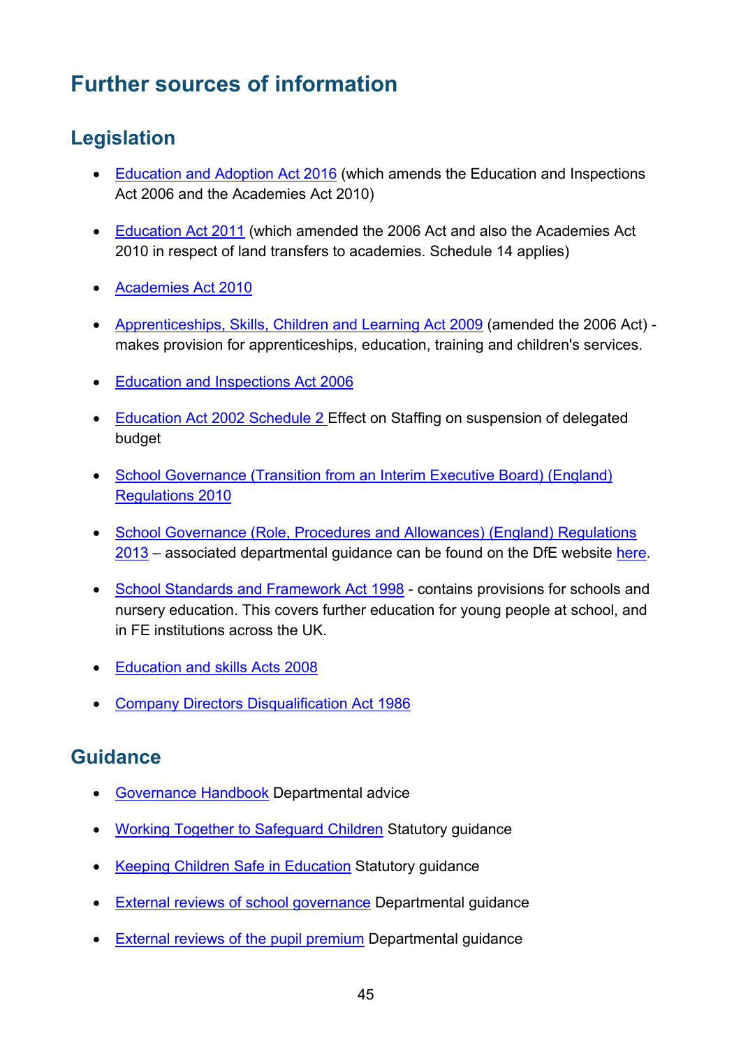# Further sources of information

## Legislation

- Education and Adoption Act 2016 (which amends the Education and Inspections Act 2006 and the Academies Act 2010)
- Education Act 2011 (which amended the 2006 Act and also the Academies Act 2010 in respect of land transfers to academies. Schedule 14 applies)
- Academies Act 2010
- Apprenticeships, Skills, Children and Learning Act 2009 (amended the 2006 Act) - makes provision for apprenticeships, education, training and children's services.
- Education and Inspections Act 2006
- Education Act 2002 Schedule 2 Effect on Staffing on suspension of delegated budget
- School Governance (Transition from an Interim Executive Board) (England) Regulations 2010
- School Governance (Role, Procedures and Allowances) (England) Regulations 2013 – associated departmental guidance can be found on the DfE website here.
- School Standards and Framework Act 1998 - contains provisions for schools and nursery education. This covers further education for young people at school, and in FE institutions across the UK.
- Education and skills Acts 2008
- Company Directors Disqualification Act 1986

## Guidance

- Governance Handbook Departmental advice
- Working Together to Safeguard Children Statutory guidance
- Keeping Children Safe in Education Statutory guidance
- External reviews of school governance Departmental guidance
- External reviews of the pupil premium Departmental guidance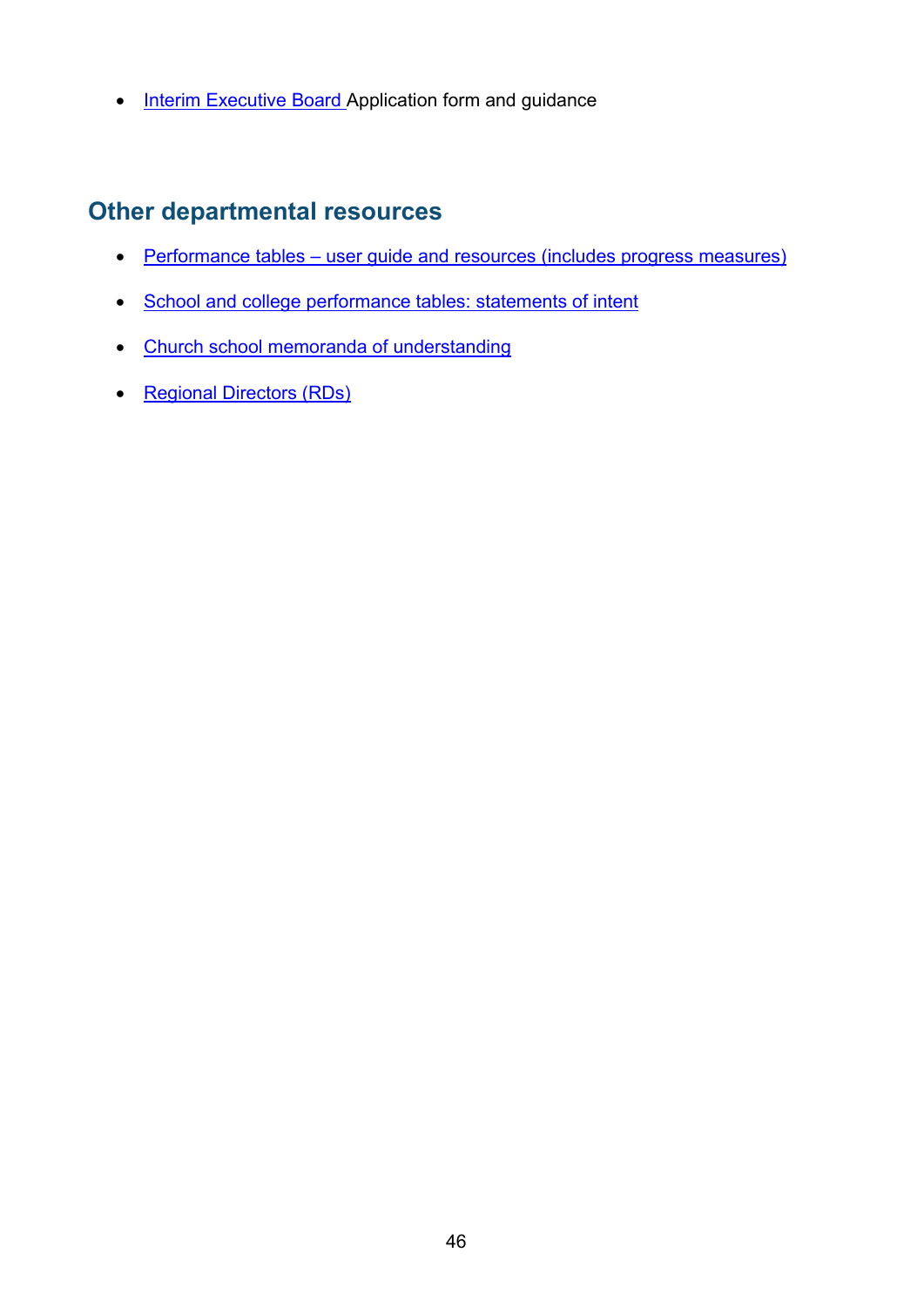- Interim Executive Board Application form and guidance

## Other departmental resources

- Performance tables – user guide and resources (includes progress measures)
- School and college performance tables: statements of intent
- Church school memoranda of understanding
- Regional Directors (RDs)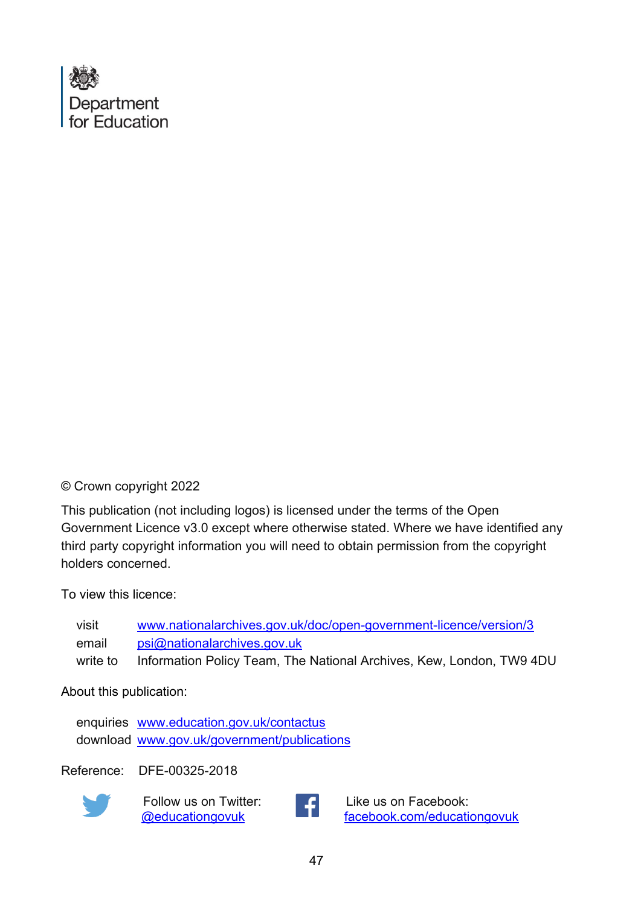Department for Education

© Crown copyright 2022

This publication (not including logos) is licensed under the terms of the Open Government Licence v3.0 except where otherwise stated. Where we have identified any third party copyright information you will need to obtain permission from the copyright holders concerned.

To view this licence:

visit www.nationalarchives.gov.uk/doc/open-government-licence/version/3
email psi@nationalarchives.gov.uk
write to Information Policy Team, The National Archives, Kew, London, TW9 4DU

About this publication:

enquiries www.education.gov.uk/contactus
download www.gov.uk/government/publications

Reference: DFE-00325-2018

Follow us on Twitter: @educationgovuk

Like us on Facebook: facebook.com/educationgovuk